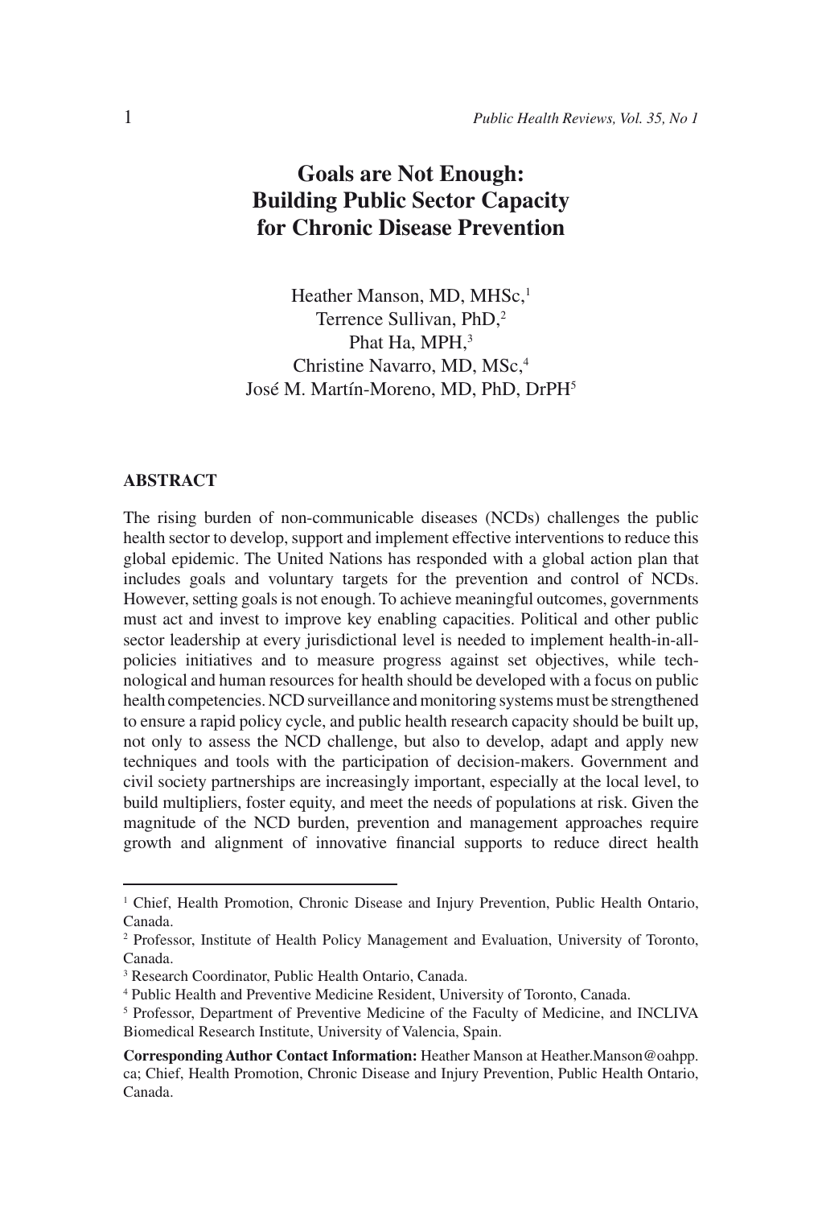# Goals are Not Enough: Building Public Sector Capacity for Chronic Disease Prevention

Heather Manson, MD, MHSc,[1]
Terrence Sullivan, PhD,[2]
Phat Ha, MPH,[3]
Christine Navarro, MD, MSc,[4]
José M. Martín-Moreno, MD, PhD, DrPH[5]

## ABSTRACT

The rising burden of non-communicable diseases (NCDs) challenges the public health sector to develop, support and implement effective interventions to reduce this global epidemic. The United Nations has responded with a global action plan that includes goals and voluntary targets for the prevention and control of NCDs. However, setting goals is not enough. To achieve meaningful outcomes, governments must act and invest to improve key enabling capacities. Political and other public sector leadership at every jurisdictional level is needed to implement health-in-all-policies initiatives and to measure progress against set objectives, while technological and human resources for health should be developed with a focus on public health competencies. NCD surveillance and monitoring systems must be strengthened to ensure a rapid policy cycle, and public health research capacity should be built up, not only to assess the NCD challenge, but also to develop, adapt and apply new techniques and tools with the participation of decision-makers. Government and civil society partnerships are increasingly important, especially at the local level, to build multipliers, foster equity, and meet the needs of populations at risk. Given the magnitude of the NCD burden, prevention and management approaches require growth and alignment of innovative financial supports to reduce direct health

---

[1] Chief, Health Promotion, Chronic Disease and Injury Prevention, Public Health Ontario, Canada.

[2] Professor, Institute of Health Policy Management and Evaluation, University of Toronto, Canada.

[3] Research Coordinator, Public Health Ontario, Canada.

[4] Public Health and Preventive Medicine Resident, University of Toronto, Canada.

[5] Professor, Department of Preventive Medicine of the Faculty of Medicine, and INCLIVA Biomedical Research Institute, University of Valencia, Spain.

**Corresponding Author Contact Information:** Heather Manson at Heather.Manson@oahpp.ca; Chief, Health Promotion, Chronic Disease and Injury Prevention, Public Health Ontario, Canada.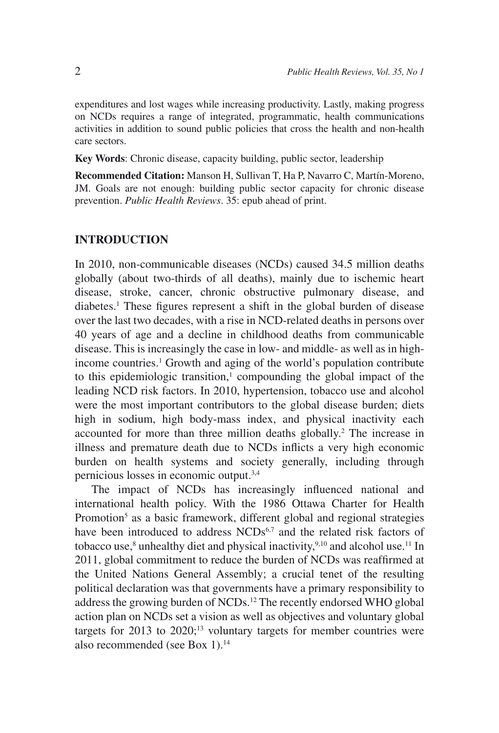expenditures and lost wages while increasing productivity. Lastly, making progress on NCDs requires a range of integrated, programmatic, health communications activities in addition to sound public policies that cross the health and non-health care sectors.

**Key Words**: Chronic disease, capacity building, public sector, leadership

**Recommended Citation:** Manson H, Sullivan T, Ha P, Navarro C, Martín-Moreno, JM. Goals are not enough: building public sector capacity for chronic disease prevention. *Public Health Reviews*. 35: epub ahead of print.

## INTRODUCTION

In 2010, non-communicable diseases (NCDs) caused 34.5 million deaths globally (about two-thirds of all deaths), mainly due to ischemic heart disease, stroke, cancer, chronic obstructive pulmonary disease, and diabetes.[1] These figures represent a shift in the global burden of disease over the last two decades, with a rise in NCD-related deaths in persons over 40 years of age and a decline in childhood deaths from communicable disease. This is increasingly the case in low- and middle- as well as in high-income countries.[1] Growth and aging of the world's population contribute to this epidemiologic transition,[1] compounding the global impact of the leading NCD risk factors. In 2010, hypertension, tobacco use and alcohol were the most important contributors to the global disease burden; diets high in sodium, high body-mass index, and physical inactivity each accounted for more than three million deaths globally.[2] The increase in illness and premature death due to NCDs inflicts a very high economic burden on health systems and society generally, including through pernicious losses in economic output.[3,4]

The impact of NCDs has increasingly influenced national and international health policy. With the 1986 Ottawa Charter for Health Promotion[5] as a basic framework, different global and regional strategies have been introduced to address NCDs[6,7] and the related risk factors of tobacco use,[8] unhealthy diet and physical inactivity,[9,10] and alcohol use.[11] In 2011, global commitment to reduce the burden of NCDs was reaffirmed at the United Nations General Assembly; a crucial tenet of the resulting political declaration was that governments have a primary responsibility to address the growing burden of NCDs.[12] The recently endorsed WHO global action plan on NCDs set a vision as well as objectives and voluntary global targets for 2013 to 2020;[13] voluntary targets for member countries were also recommended (see Box 1).[14]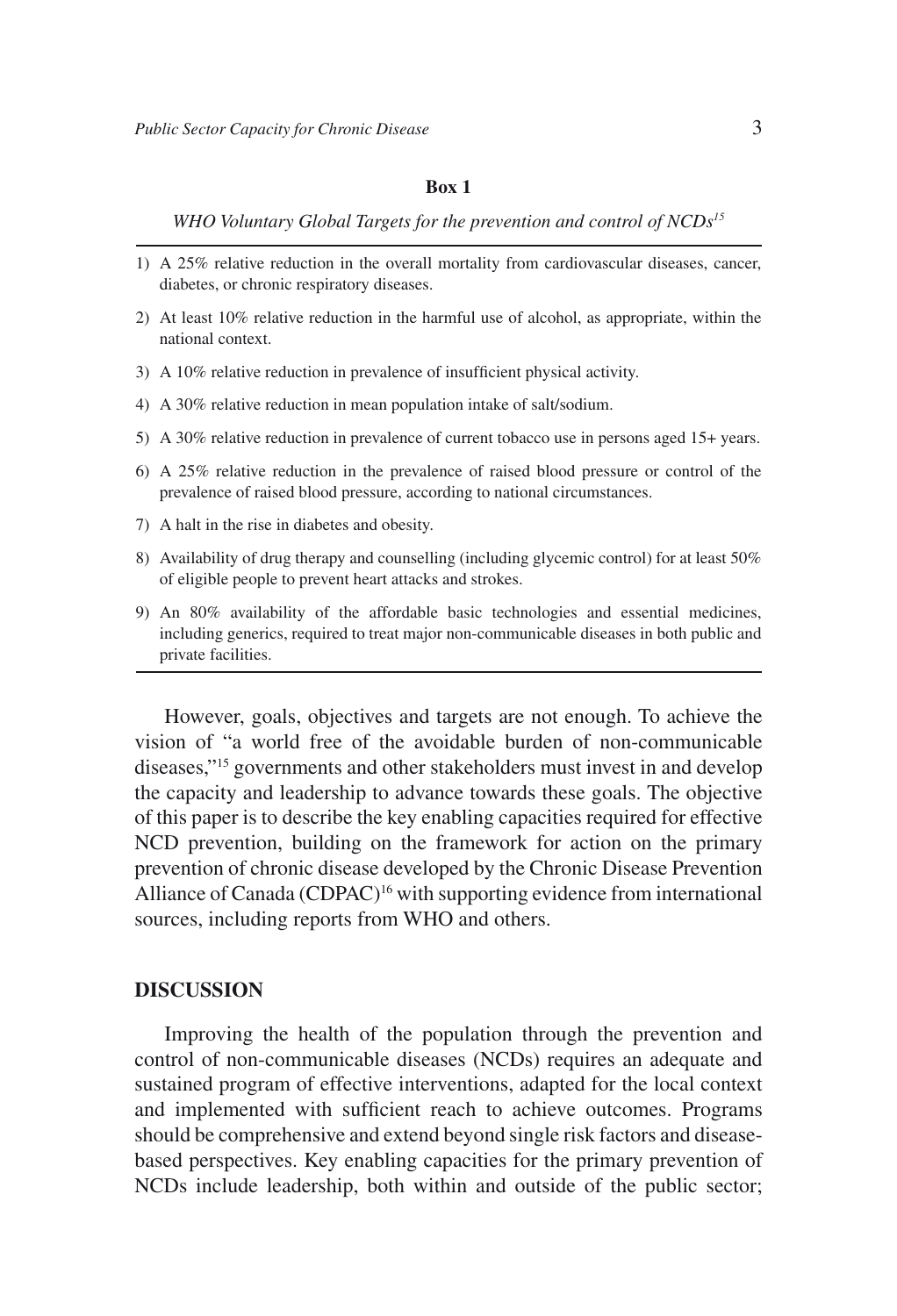**Box 1**

*WHO Voluntary Global Targets for the prevention and control of NCDs*[15]

1) A 25% relative reduction in the overall mortality from cardiovascular diseases, cancer, diabetes, or chronic respiratory diseases.
2) At least 10% relative reduction in the harmful use of alcohol, as appropriate, within the national context.
3) A 10% relative reduction in prevalence of insufficient physical activity.
4) A 30% relative reduction in mean population intake of salt/sodium.
5) A 30% relative reduction in prevalence of current tobacco use in persons aged 15+ years.
6) A 25% relative reduction in the prevalence of raised blood pressure or control of the prevalence of raised blood pressure, according to national circumstances.
7) A halt in the rise in diabetes and obesity.
8) Availability of drug therapy and counselling (including glycemic control) for at least 50% of eligible people to prevent heart attacks and strokes.
9) An 80% availability of the affordable basic technologies and essential medicines, including generics, required to treat major non-communicable diseases in both public and private facilities.

However, goals, objectives and targets are not enough. To achieve the vision of "a world free of the avoidable burden of non-communicable diseases,"[15] governments and other stakeholders must invest in and develop the capacity and leadership to advance towards these goals. The objective of this paper is to describe the key enabling capacities required for effective NCD prevention, building on the framework for action on the primary prevention of chronic disease developed by the Chronic Disease Prevention Alliance of Canada (CDPAC)[16] with supporting evidence from international sources, including reports from WHO and others.

## DISCUSSION

Improving the health of the population through the prevention and control of non-communicable diseases (NCDs) requires an adequate and sustained program of effective interventions, adapted for the local context and implemented with sufficient reach to achieve outcomes. Programs should be comprehensive and extend beyond single risk factors and disease-based perspectives. Key enabling capacities for the primary prevention of NCDs include leadership, both within and outside of the public sector;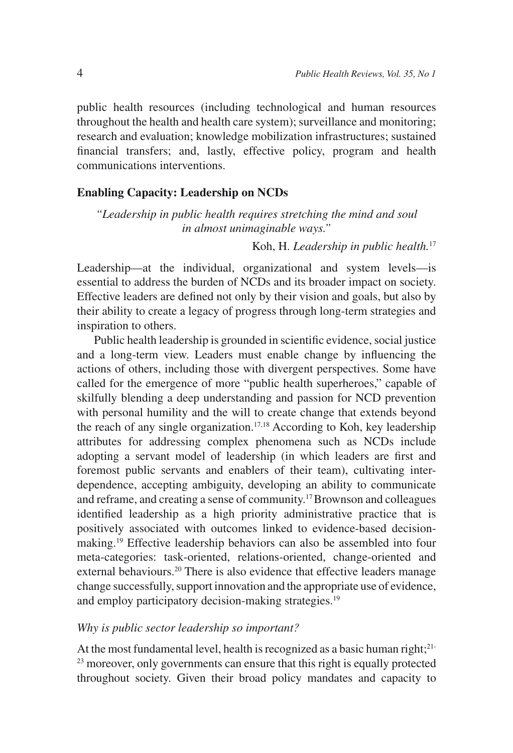public health resources (including technological and human resources throughout the health and health care system); surveillance and monitoring; research and evaluation; knowledge mobilization infrastructures; sustained financial transfers; and, lastly, effective policy, program and health communications interventions.

## Enabling Capacity: Leadership on NCDs

> *"Leadership in public health requires stretching the mind and soul in almost unimaginable ways."*
>
> Koh, H. *Leadership in public health.*[17]

Leadership—at the individual, organizational and system levels—is essential to address the burden of NCDs and its broader impact on society. Effective leaders are defined not only by their vision and goals, but also by their ability to create a legacy of progress through long-term strategies and inspiration to others.

Public health leadership is grounded in scientific evidence, social justice and a long-term view. Leaders must enable change by influencing the actions of others, including those with divergent perspectives. Some have called for the emergence of more "public health superheroes," capable of skilfully blending a deep understanding and passion for NCD prevention with personal humility and the will to create change that extends beyond the reach of any single organization.[17,18] According to Koh, key leadership attributes for addressing complex phenomena such as NCDs include adopting a servant model of leadership (in which leaders are first and foremost public servants and enablers of their team), cultivating interdependence, accepting ambiguity, developing an ability to communicate and reframe, and creating a sense of community.[17] Brownson and colleagues identified leadership as a high priority administrative practice that is positively associated with outcomes linked to evidence-based decision-making.[19] Effective leadership behaviors can also be assembled into four meta-categories: task-oriented, relations-oriented, change-oriented and external behaviours.[20] There is also evidence that effective leaders manage change successfully, support innovation and the appropriate use of evidence, and employ participatory decision-making strategies.[19]

### *Why is public sector leadership so important?*

At the most fundamental level, health is recognized as a basic human right;[21-23] moreover, only governments can ensure that this right is equally protected throughout society. Given their broad policy mandates and capacity to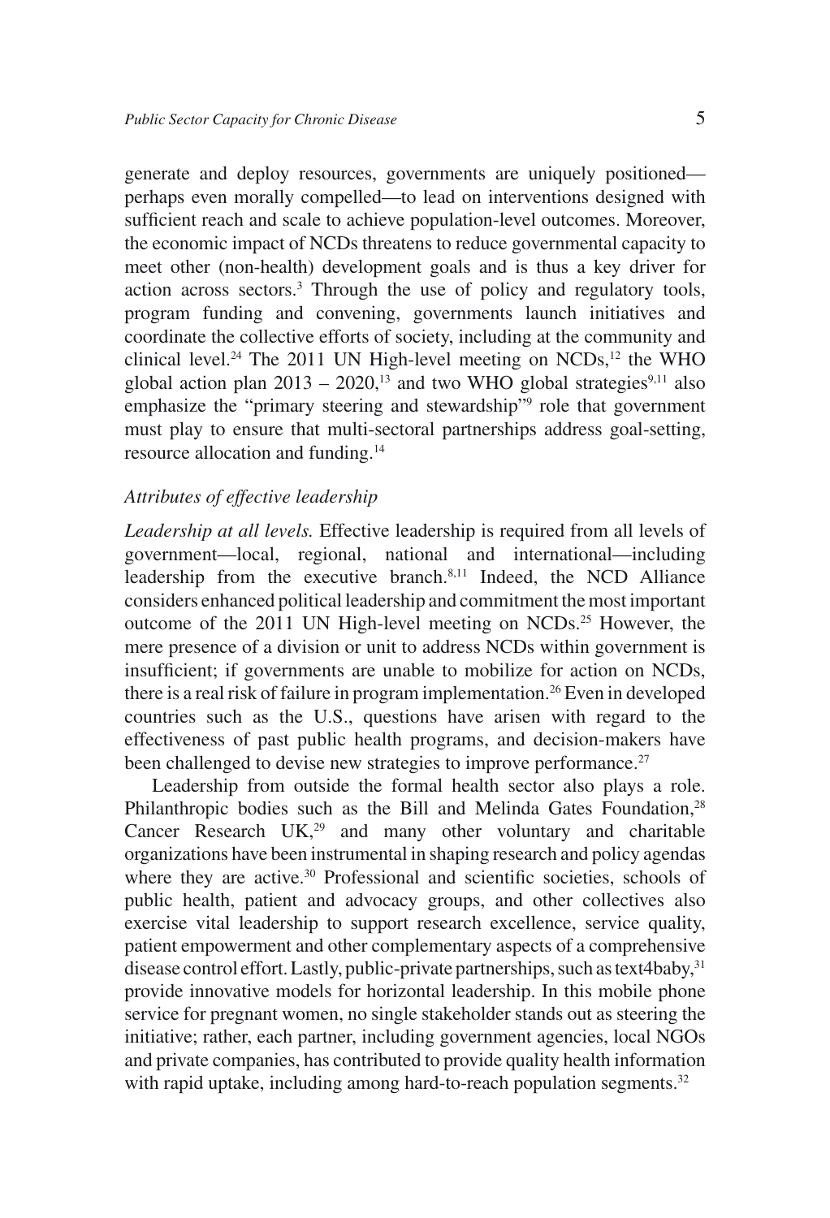generate and deploy resources, governments are uniquely positioned—perhaps even morally compelled—to lead on interventions designed with sufficient reach and scale to achieve population-level outcomes. Moreover, the economic impact of NCDs threatens to reduce governmental capacity to meet other (non-health) development goals and is thus a key driver for action across sectors.[3] Through the use of policy and regulatory tools, program funding and convening, governments launch initiatives and coordinate the collective efforts of society, including at the community and clinical level.[24] The 2011 UN High-level meeting on NCDs,[12] the WHO global action plan 2013 – 2020,[13] and two WHO global strategies[9,11] also emphasize the "primary steering and stewardship"[9] role that government must play to ensure that multi-sectoral partnerships address goal-setting, resource allocation and funding.[14]

### *Attributes of effective leadership*

*Leadership at all levels.* Effective leadership is required from all levels of government—local, regional, national and international—including leadership from the executive branch.[8,11] Indeed, the NCD Alliance considers enhanced political leadership and commitment the most important outcome of the 2011 UN High-level meeting on NCDs.[25] However, the mere presence of a division or unit to address NCDs within government is insufficient; if governments are unable to mobilize for action on NCDs, there is a real risk of failure in program implementation.[26] Even in developed countries such as the U.S., questions have arisen with regard to the effectiveness of past public health programs, and decision-makers have been challenged to devise new strategies to improve performance.[27]

Leadership from outside the formal health sector also plays a role. Philanthropic bodies such as the Bill and Melinda Gates Foundation,[28] Cancer Research UK,[29] and many other voluntary and charitable organizations have been instrumental in shaping research and policy agendas where they are active.[30] Professional and scientific societies, schools of public health, patient and advocacy groups, and other collectives also exercise vital leadership to support research excellence, service quality, patient empowerment and other complementary aspects of a comprehensive disease control effort. Lastly, public-private partnerships, such as text4baby,[31] provide innovative models for horizontal leadership. In this mobile phone service for pregnant women, no single stakeholder stands out as steering the initiative; rather, each partner, including government agencies, local NGOs and private companies, has contributed to provide quality health information with rapid uptake, including among hard-to-reach population segments.[32]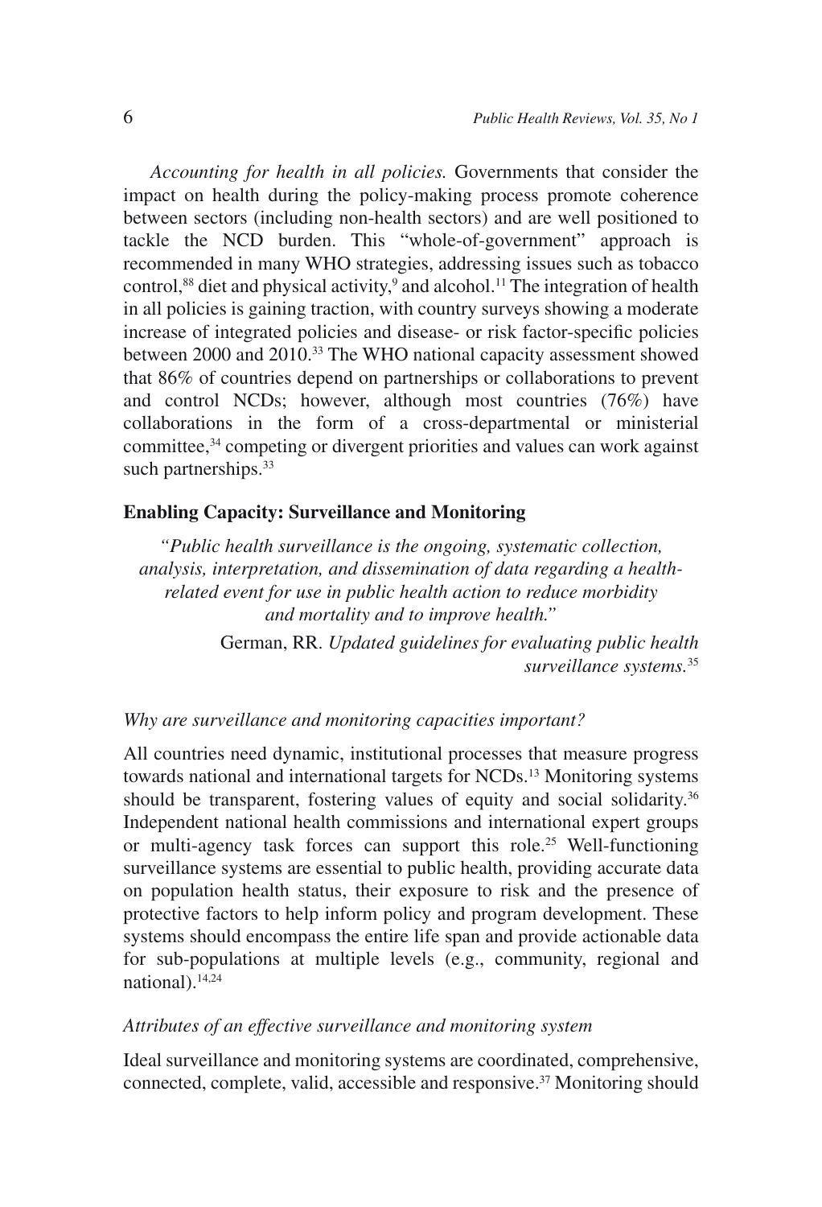*Accounting for health in all policies.* Governments that consider the impact on health during the policy-making process promote coherence between sectors (including non-health sectors) and are well positioned to tackle the NCD burden. This "whole-of-government" approach is recommended in many WHO strategies, addressing issues such as tobacco control,[88] diet and physical activity,[9] and alcohol.[11] The integration of health in all policies is gaining traction, with country surveys showing a moderate increase of integrated policies and disease- or risk factor-specific policies between 2000 and 2010.[33] The WHO national capacity assessment showed that 86% of countries depend on partnerships or collaborations to prevent and control NCDs; however, although most countries (76%) have collaborations in the form of a cross-departmental or ministerial committee,[34] competing or divergent priorities and values can work against such partnerships.[33]

## Enabling Capacity: Surveillance and Monitoring

> *"Public health surveillance is the ongoing, systematic collection, analysis, interpretation, and dissemination of data regarding a health-related event for use in public health action to reduce morbidity and mortality and to improve health."*
>
> German, RR. *Updated guidelines for evaluating public health surveillance systems.*[35]

### *Why are surveillance and monitoring capacities important?*

All countries need dynamic, institutional processes that measure progress towards national and international targets for NCDs.[13] Monitoring systems should be transparent, fostering values of equity and social solidarity.[36] Independent national health commissions and international expert groups or multi-agency task forces can support this role.[25] Well-functioning surveillance systems are essential to public health, providing accurate data on population health status, their exposure to risk and the presence of protective factors to help inform policy and program development. These systems should encompass the entire life span and provide actionable data for sub-populations at multiple levels (e.g., community, regional and national).[14,24]

### *Attributes of an effective surveillance and monitoring system*

Ideal surveillance and monitoring systems are coordinated, comprehensive, connected, complete, valid, accessible and responsive.[37] Monitoring should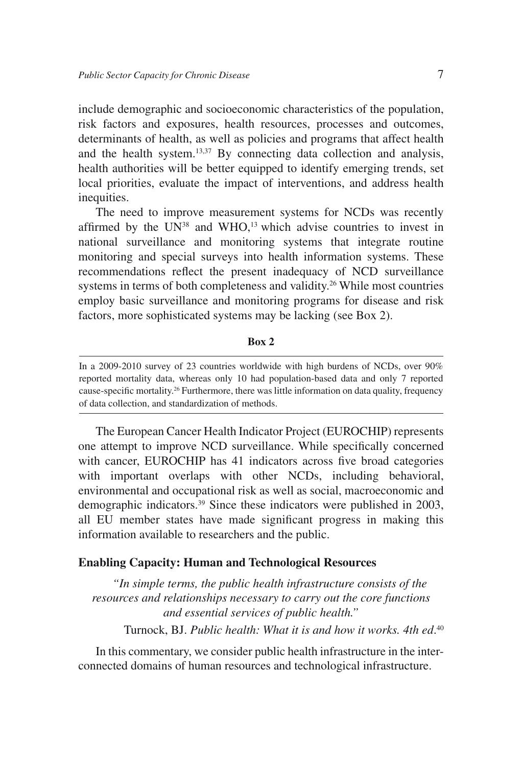include demographic and socioeconomic characteristics of the population, risk factors and exposures, health resources, processes and outcomes, determinants of health, as well as policies and programs that affect health and the health system.[13,37] By connecting data collection and analysis, health authorities will be better equipped to identify emerging trends, set local priorities, evaluate the impact of interventions, and address health inequities.

The need to improve measurement systems for NCDs was recently affirmed by the UN[38] and WHO,[13] which advise countries to invest in national surveillance and monitoring systems that integrate routine monitoring and special surveys into health information systems. These recommendations reflect the present inadequacy of NCD surveillance systems in terms of both completeness and validity.[26] While most countries employ basic surveillance and monitoring programs for disease and risk factors, more sophisticated systems may be lacking (see Box 2).

**Box 2**

---

In a 2009-2010 survey of 23 countries worldwide with high burdens of NCDs, over 90% reported mortality data, whereas only 10 had population-based data and only 7 reported cause-specific mortality.[26] Furthermore, there was little information on data quality, frequency of data collection, and standardization of methods.

---

The European Cancer Health Indicator Project (EUROCHIP) represents one attempt to improve NCD surveillance. While specifically concerned with cancer, EUROCHIP has 41 indicators across five broad categories with important overlaps with other NCDs, including behavioral, environmental and occupational risk as well as social, macroeconomic and demographic indicators.[39] Since these indicators were published in 2003, all EU member states have made significant progress in making this information available to researchers and the public.

## Enabling Capacity: Human and Technological Resources

> *"In simple terms, the public health infrastructure consists of the resources and relationships necessary to carry out the core functions and essential services of public health."*
>
> Turnock, BJ. *Public health: What it is and how it works. 4th ed*.[40]

In this commentary, we consider public health infrastructure in the interconnected domains of human resources and technological infrastructure.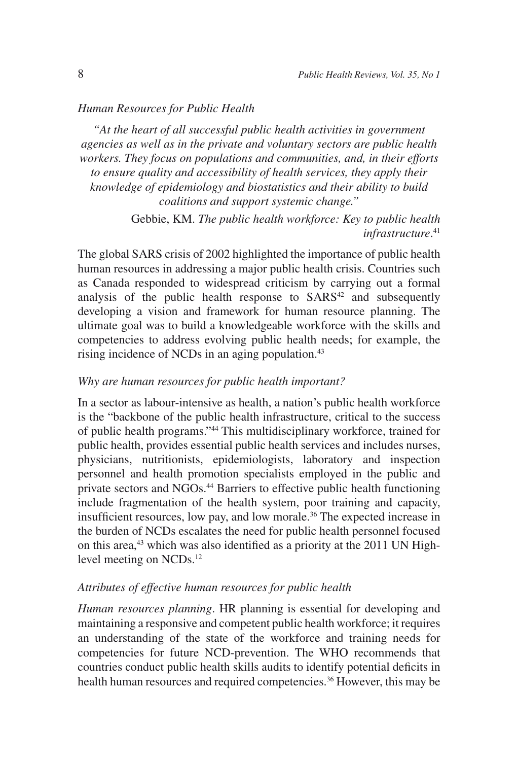*Human Resources for Public Health*

> *"At the heart of all successful public health activities in government agencies as well as in the private and voluntary sectors are public health workers. They focus on populations and communities, and, in their efforts to ensure quality and accessibility of health services, they apply their knowledge of epidemiology and biostatistics and their ability to build coalitions and support systemic change."*
>
> Gebbie, KM. *The public health workforce: Key to public health infrastructure*.[41]

The global SARS crisis of 2002 highlighted the importance of public health human resources in addressing a major public health crisis. Countries such as Canada responded to widespread criticism by carrying out a formal analysis of the public health response to SARS[42] and subsequently developing a vision and framework for human resource planning. The ultimate goal was to build a knowledgeable workforce with the skills and competencies to address evolving public health needs; for example, the rising incidence of NCDs in an aging population.[43]

*Why are human resources for public health important?*

In a sector as labour-intensive as health, a nation's public health workforce is the "backbone of the public health infrastructure, critical to the success of public health programs."[44] This multidisciplinary workforce, trained for public health, provides essential public health services and includes nurses, physicians, nutritionists, epidemiologists, laboratory and inspection personnel and health promotion specialists employed in the public and private sectors and NGOs.[44] Barriers to effective public health functioning include fragmentation of the health system, poor training and capacity, insufficient resources, low pay, and low morale.[36] The expected increase in the burden of NCDs escalates the need for public health personnel focused on this area,[43] which was also identified as a priority at the 2011 UN High-level meeting on NCDs.[12]

*Attributes of effective human resources for public health*

*Human resources planning*. HR planning is essential for developing and maintaining a responsive and competent public health workforce; it requires an understanding of the state of the workforce and training needs for competencies for future NCD-prevention. The WHO recommends that countries conduct public health skills audits to identify potential deficits in health human resources and required competencies.[36] However, this may be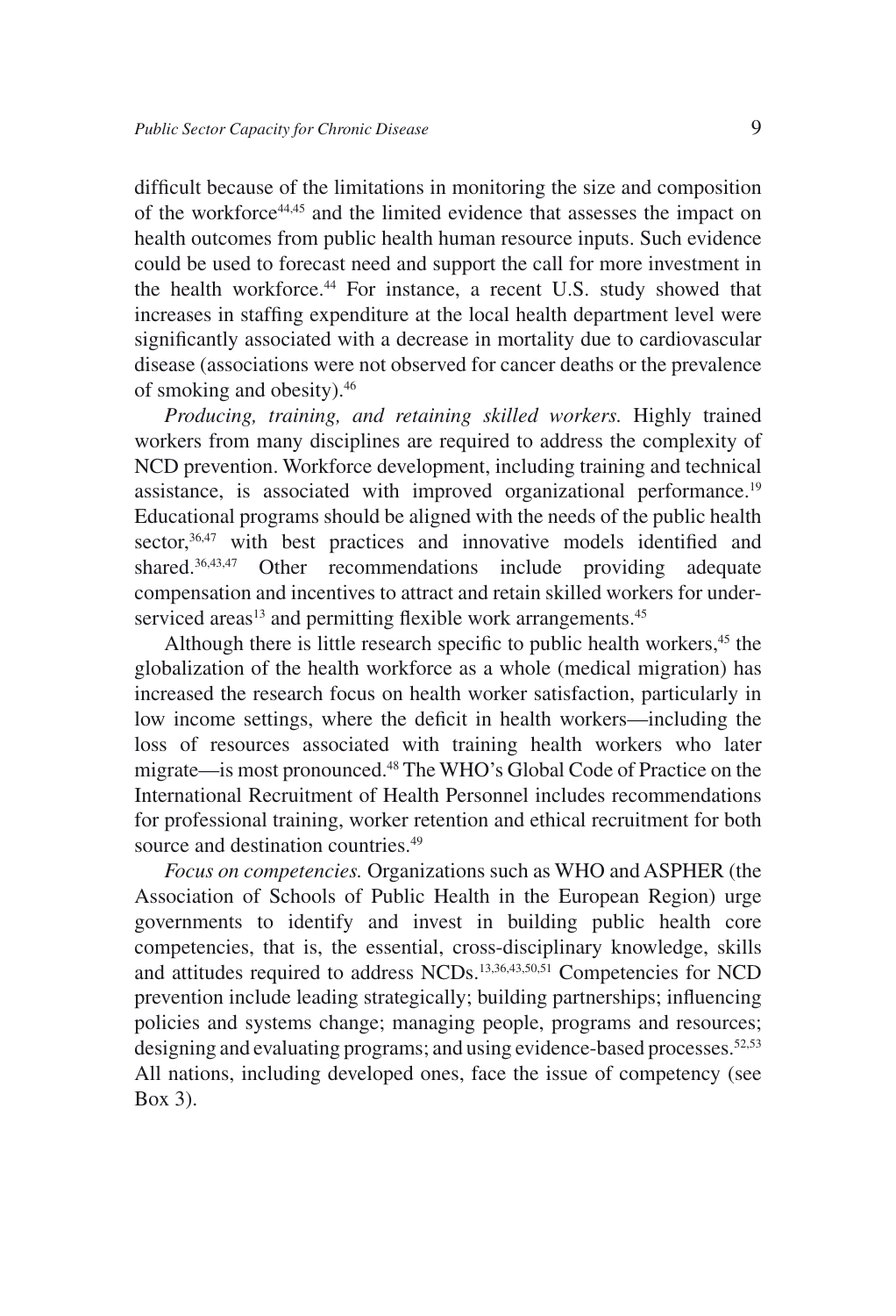difficult because of the limitations in monitoring the size and composition of the workforce[44,45] and the limited evidence that assesses the impact on health outcomes from public health human resource inputs. Such evidence could be used to forecast need and support the call for more investment in the health workforce.[44] For instance, a recent U.S. study showed that increases in staffing expenditure at the local health department level were significantly associated with a decrease in mortality due to cardiovascular disease (associations were not observed for cancer deaths or the prevalence of smoking and obesity).[46]

*Producing, training, and retaining skilled workers.* Highly trained workers from many disciplines are required to address the complexity of NCD prevention. Workforce development, including training and technical assistance, is associated with improved organizational performance.[19] Educational programs should be aligned with the needs of the public health sector,[36,47] with best practices and innovative models identified and shared.[36,43,47] Other recommendations include providing adequate compensation and incentives to attract and retain skilled workers for under-serviced areas[13] and permitting flexible work arrangements.[45]

Although there is little research specific to public health workers,[45] the globalization of the health workforce as a whole (medical migration) has increased the research focus on health worker satisfaction, particularly in low income settings, where the deficit in health workers—including the loss of resources associated with training health workers who later migrate—is most pronounced.[48] The WHO's Global Code of Practice on the International Recruitment of Health Personnel includes recommendations for professional training, worker retention and ethical recruitment for both source and destination countries.[49]

*Focus on competencies.* Organizations such as WHO and ASPHER (the Association of Schools of Public Health in the European Region) urge governments to identify and invest in building public health core competencies, that is, the essential, cross-disciplinary knowledge, skills and attitudes required to address NCDs.[13,36,43,50,51] Competencies for NCD prevention include leading strategically; building partnerships; influencing policies and systems change; managing people, programs and resources; designing and evaluating programs; and using evidence-based processes.[52,53] All nations, including developed ones, face the issue of competency (see Box 3).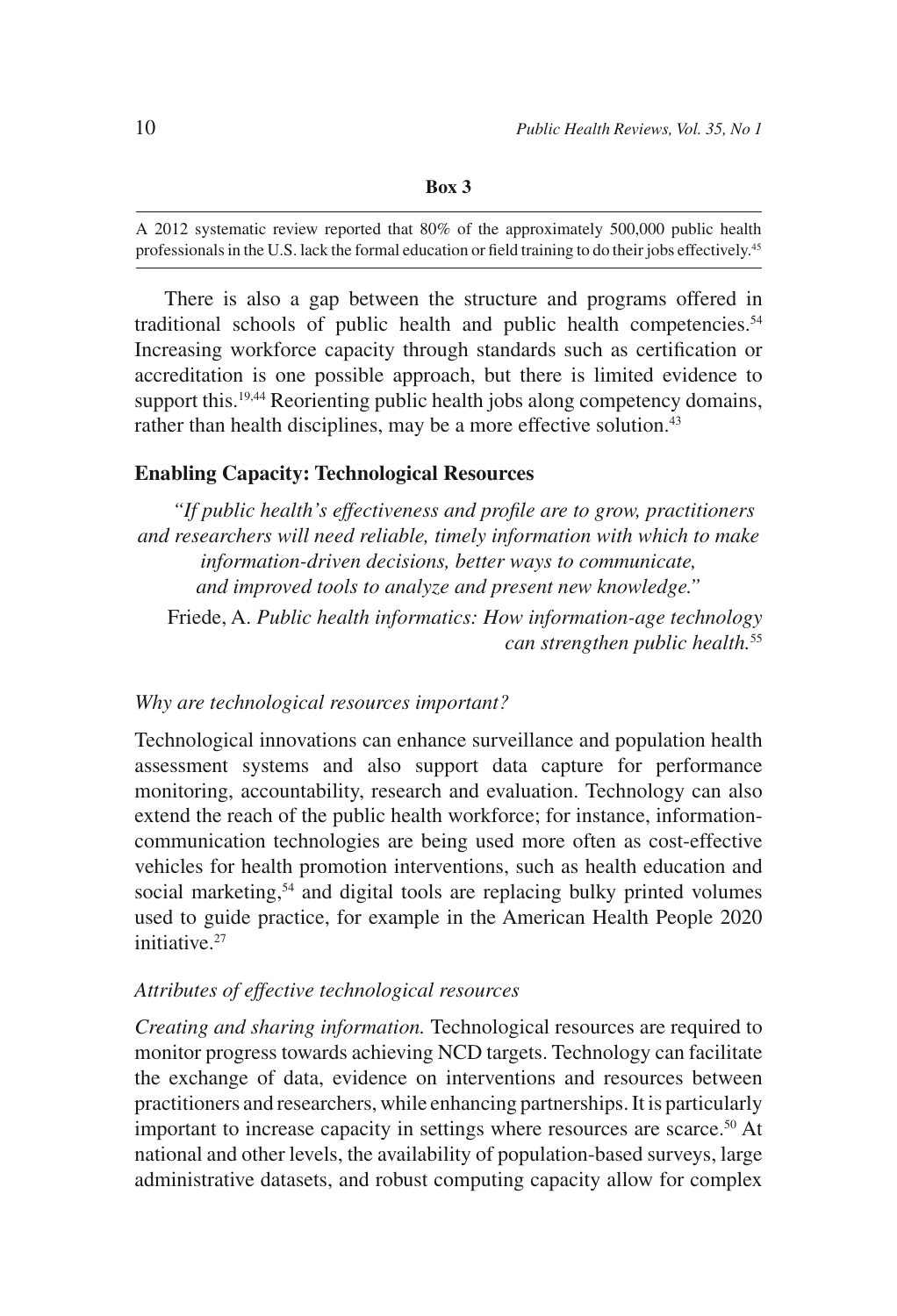**Box 3**

A 2012 systematic review reported that 80% of the approximately 500,000 public health professionals in the U.S. lack the formal education or field training to do their jobs effectively.[45]

There is also a gap between the structure and programs offered in traditional schools of public health and public health competencies.[54] Increasing workforce capacity through standards such as certification or accreditation is one possible approach, but there is limited evidence to support this.[19,44] Reorienting public health jobs along competency domains, rather than health disciplines, may be a more effective solution.[43]

### Enabling Capacity: Technological Resources

*"If public health's effectiveness and profile are to grow, practitioners and researchers will need reliable, timely information with which to make information-driven decisions, better ways to communicate, and improved tools to analyze and present new knowledge."*

Friede, A. *Public health informatics: How information-age technology can strengthen public health.*[55]

*Why are technological resources important?*

Technological innovations can enhance surveillance and population health assessment systems and also support data capture for performance monitoring, accountability, research and evaluation. Technology can also extend the reach of the public health workforce; for instance, information-communication technologies are being used more often as cost-effective vehicles for health promotion interventions, such as health education and social marketing,[54] and digital tools are replacing bulky printed volumes used to guide practice, for example in the American Health People 2020 initiative.[27]

*Attributes of effective technological resources*

*Creating and sharing information.* Technological resources are required to monitor progress towards achieving NCD targets. Technology can facilitate the exchange of data, evidence on interventions and resources between practitioners and researchers, while enhancing partnerships. It is particularly important to increase capacity in settings where resources are scarce.[50] At national and other levels, the availability of population-based surveys, large administrative datasets, and robust computing capacity allow for complex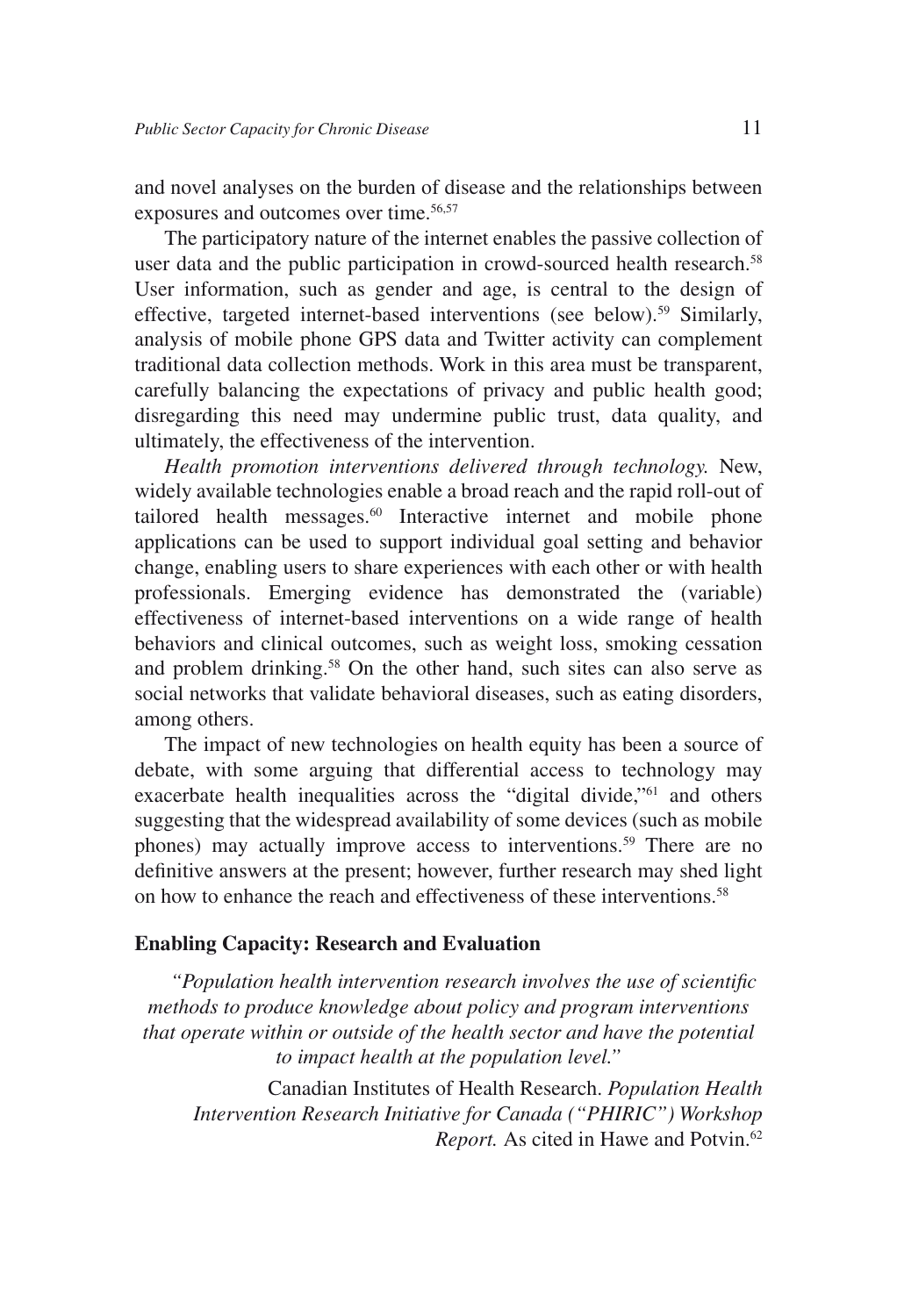and novel analyses on the burden of disease and the relationships between exposures and outcomes over time.[56,57]

The participatory nature of the internet enables the passive collection of user data and the public participation in crowd-sourced health research.[58] User information, such as gender and age, is central to the design of effective, targeted internet-based interventions (see below).[59] Similarly, analysis of mobile phone GPS data and Twitter activity can complement traditional data collection methods. Work in this area must be transparent, carefully balancing the expectations of privacy and public health good; disregarding this need may undermine public trust, data quality, and ultimately, the effectiveness of the intervention.

*Health promotion interventions delivered through technology.* New, widely available technologies enable a broad reach and the rapid roll-out of tailored health messages.[60] Interactive internet and mobile phone applications can be used to support individual goal setting and behavior change, enabling users to share experiences with each other or with health professionals. Emerging evidence has demonstrated the (variable) effectiveness of internet-based interventions on a wide range of health behaviors and clinical outcomes, such as weight loss, smoking cessation and problem drinking.[58] On the other hand, such sites can also serve as social networks that validate behavioral diseases, such as eating disorders, among others.

The impact of new technologies on health equity has been a source of debate, with some arguing that differential access to technology may exacerbate health inequalities across the "digital divide,"[61] and others suggesting that the widespread availability of some devices (such as mobile phones) may actually improve access to interventions.[59] There are no definitive answers at the present; however, further research may shed light on how to enhance the reach and effectiveness of these interventions.[58]

### Enabling Capacity: Research and Evaluation

> *"Population health intervention research involves the use of scientific methods to produce knowledge about policy and program interventions that operate within or outside of the health sector and have the potential to impact health at the population level."*
>
> Canadian Institutes of Health Research. *Population Health Intervention Research Initiative for Canada ("PHIRIC") Workshop Report.* As cited in Hawe and Potvin.[62]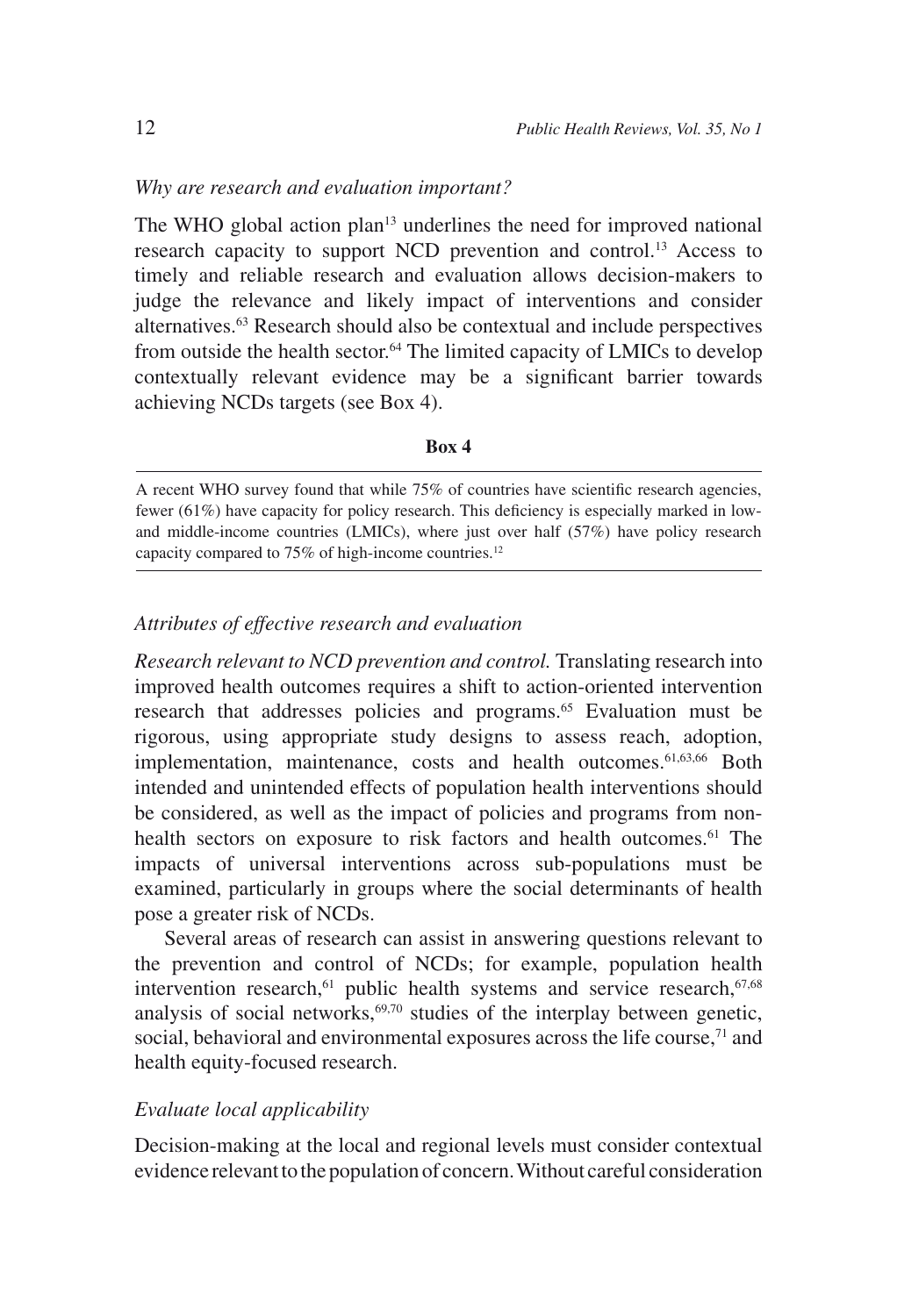### *Why are research and evaluation important?*

The WHO global action plan[13] underlines the need for improved national research capacity to support NCD prevention and control.[13] Access to timely and reliable research and evaluation allows decision-makers to judge the relevance and likely impact of interventions and consider alternatives.[63] Research should also be contextual and include perspectives from outside the health sector.[64] The limited capacity of LMICs to develop contextually relevant evidence may be a significant barrier towards achieving NCDs targets (see Box 4).

**Box 4**

A recent WHO survey found that while 75% of countries have scientific research agencies, fewer (61%) have capacity for policy research. This deficiency is especially marked in low- and middle-income countries (LMICs), where just over half (57%) have policy research capacity compared to 75% of high-income countries.[12]

### *Attributes of effective research and evaluation*

*Research relevant to NCD prevention and control.* Translating research into improved health outcomes requires a shift to action-oriented intervention research that addresses policies and programs.[65] Evaluation must be rigorous, using appropriate study designs to assess reach, adoption, implementation, maintenance, costs and health outcomes.[61,63,66] Both intended and unintended effects of population health interventions should be considered, as well as the impact of policies and programs from non-health sectors on exposure to risk factors and health outcomes.[61] The impacts of universal interventions across sub-populations must be examined, particularly in groups where the social determinants of health pose a greater risk of NCDs.

Several areas of research can assist in answering questions relevant to the prevention and control of NCDs; for example, population health intervention research,[61] public health systems and service research,[67,68] analysis of social networks,[69,70] studies of the interplay between genetic, social, behavioral and environmental exposures across the life course,[71] and health equity-focused research.

### *Evaluate local applicability*

Decision-making at the local and regional levels must consider contextual evidence relevant to the population of concern. Without careful consideration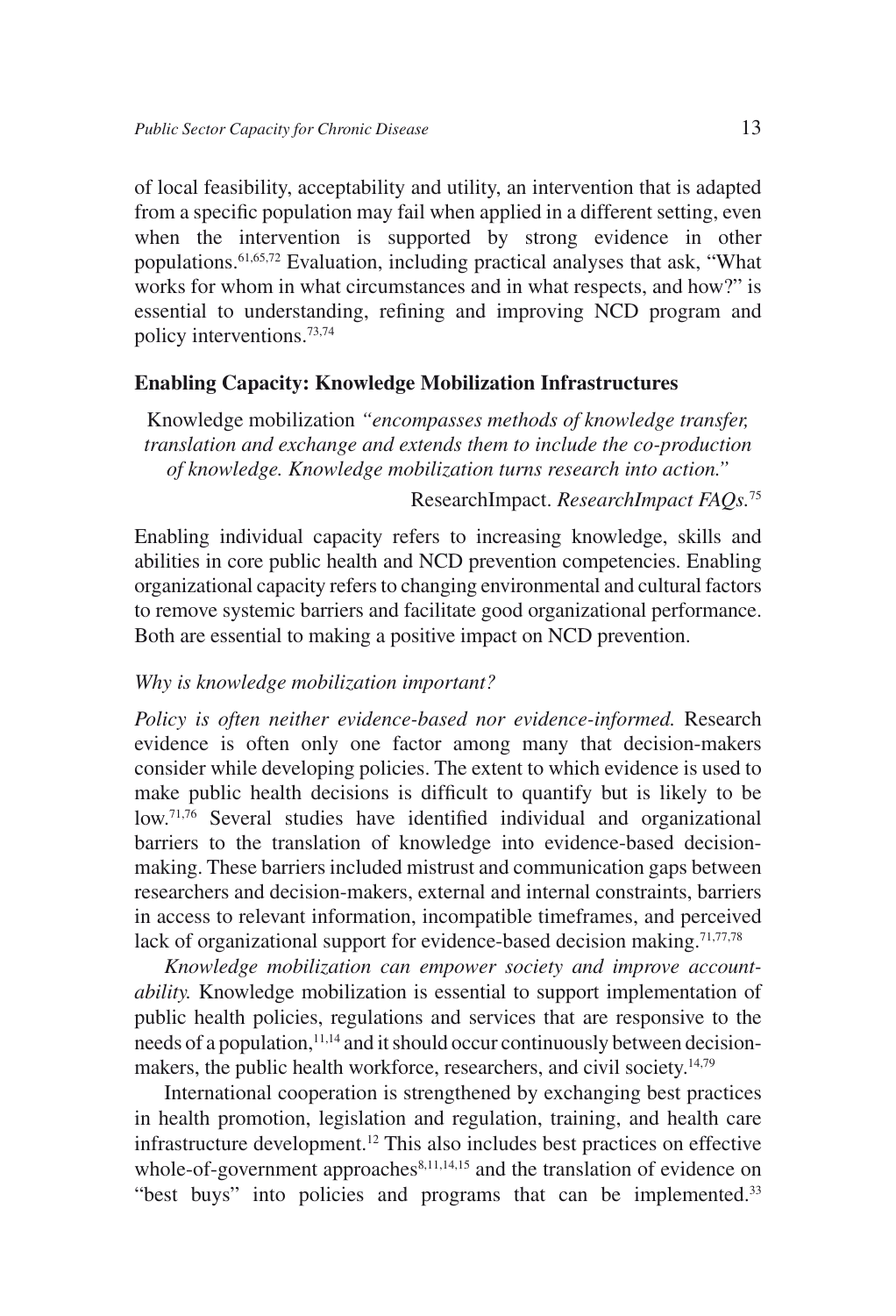of local feasibility, acceptability and utility, an intervention that is adapted from a specific population may fail when applied in a different setting, even when the intervention is supported by strong evidence in other populations.[61,65,72] Evaluation, including practical analyses that ask, "What works for whom in what circumstances and in what respects, and how?" is essential to understanding, refining and improving NCD program and policy interventions.[73,74]

### Enabling Capacity: Knowledge Mobilization Infrastructures

> Knowledge mobilization *"encompasses methods of knowledge transfer, translation and exchange and extends them to include the co-production of knowledge. Knowledge mobilization turns research into action."*
>
> ResearchImpact. *ResearchImpact FAQs.*[75]

Enabling individual capacity refers to increasing knowledge, skills and abilities in core public health and NCD prevention competencies. Enabling organizational capacity refers to changing environmental and cultural factors to remove systemic barriers and facilitate good organizational performance. Both are essential to making a positive impact on NCD prevention.

*Why is knowledge mobilization important?*

*Policy is often neither evidence-based nor evidence-informed.* Research evidence is often only one factor among many that decision-makers consider while developing policies. The extent to which evidence is used to make public health decisions is difficult to quantify but is likely to be low.[71,76] Several studies have identified individual and organizational barriers to the translation of knowledge into evidence-based decision-making. These barriers included mistrust and communication gaps between researchers and decision-makers, external and internal constraints, barriers in access to relevant information, incompatible timeframes, and perceived lack of organizational support for evidence-based decision making.[71,77,78]

*Knowledge mobilization can empower society and improve accountability.* Knowledge mobilization is essential to support implementation of public health policies, regulations and services that are responsive to the needs of a population,[11,14] and it should occur continuously between decision-makers, the public health workforce, researchers, and civil society.[14,79]

International cooperation is strengthened by exchanging best practices in health promotion, legislation and regulation, training, and health care infrastructure development.[12] This also includes best practices on effective whole-of-government approaches[8,11,14,15] and the translation of evidence on "best buys" into policies and programs that can be implemented.[33]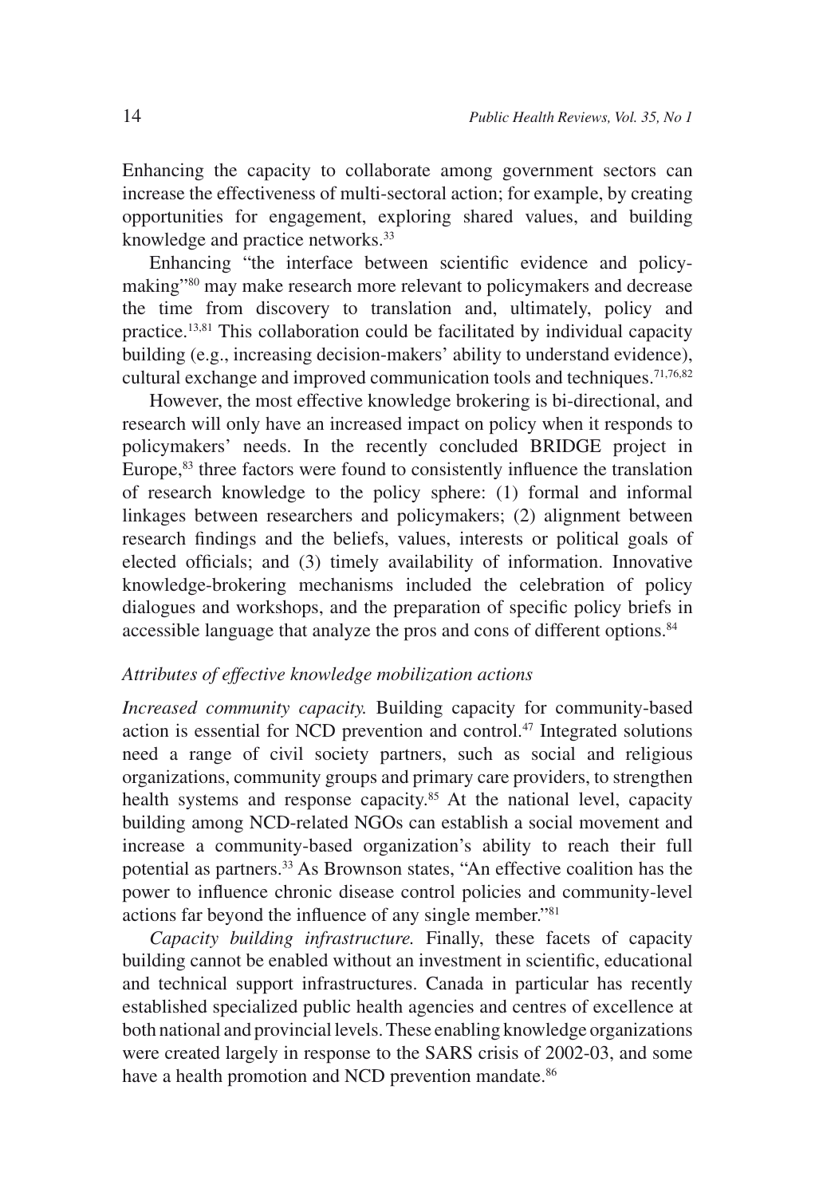Enhancing the capacity to collaborate among government sectors can increase the effectiveness of multi-sectoral action; for example, by creating opportunities for engagement, exploring shared values, and building knowledge and practice networks.[33]

Enhancing "the interface between scientific evidence and policy-making"[80] may make research more relevant to policymakers and decrease the time from discovery to translation and, ultimately, policy and practice.[13,81] This collaboration could be facilitated by individual capacity building (e.g., increasing decision-makers' ability to understand evidence), cultural exchange and improved communication tools and techniques.[71,76,82]

However, the most effective knowledge brokering is bi-directional, and research will only have an increased impact on policy when it responds to policymakers' needs. In the recently concluded BRIDGE project in Europe,[83] three factors were found to consistently influence the translation of research knowledge to the policy sphere: (1) formal and informal linkages between researchers and policymakers; (2) alignment between research findings and the beliefs, values, interests or political goals of elected officials; and (3) timely availability of information. Innovative knowledge-brokering mechanisms included the celebration of policy dialogues and workshops, and the preparation of specific policy briefs in accessible language that analyze the pros and cons of different options.[84]

### *Attributes of effective knowledge mobilization actions*

*Increased community capacity.* Building capacity for community-based action is essential for NCD prevention and control.[47] Integrated solutions need a range of civil society partners, such as social and religious organizations, community groups and primary care providers, to strengthen health systems and response capacity.[85] At the national level, capacity building among NCD-related NGOs can establish a social movement and increase a community-based organization's ability to reach their full potential as partners.[33] As Brownson states, "An effective coalition has the power to influence chronic disease control policies and community-level actions far beyond the influence of any single member."[81]

*Capacity building infrastructure.* Finally, these facets of capacity building cannot be enabled without an investment in scientific, educational and technical support infrastructures. Canada in particular has recently established specialized public health agencies and centres of excellence at both national and provincial levels. These enabling knowledge organizations were created largely in response to the SARS crisis of 2002-03, and some have a health promotion and NCD prevention mandate.[86]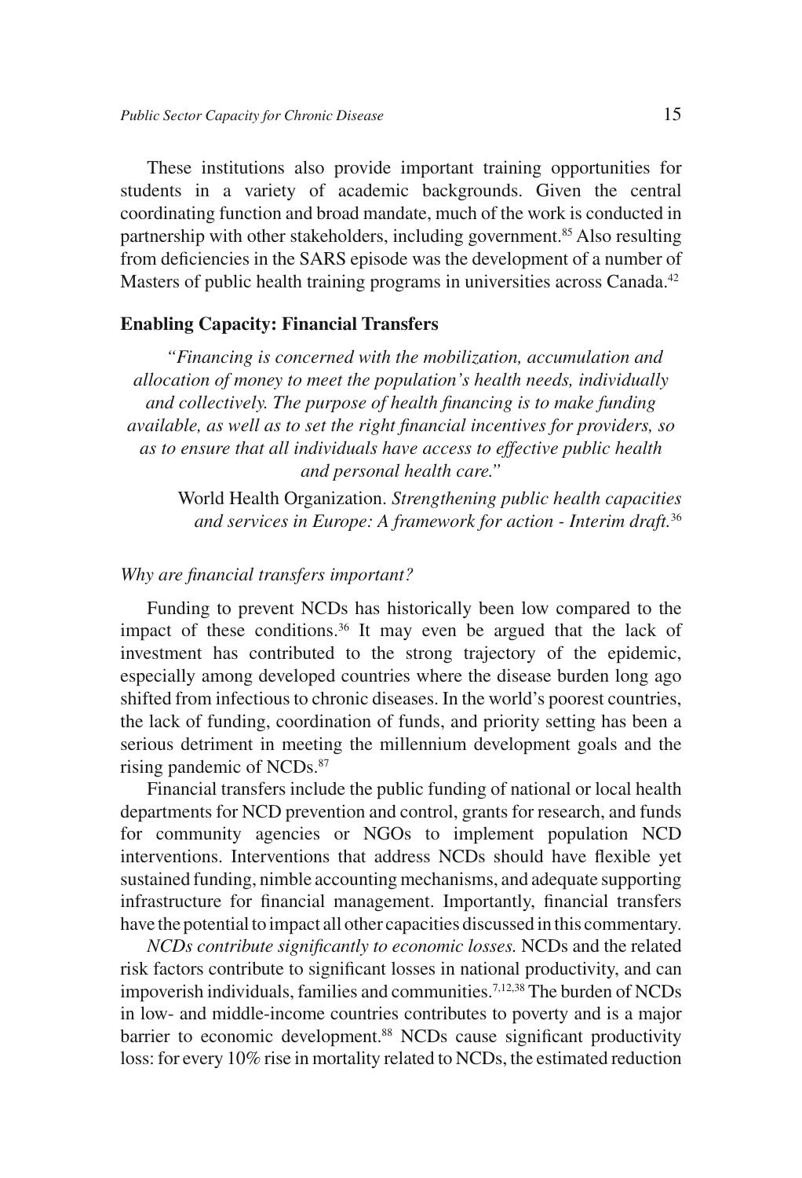These institutions also provide important training opportunities for students in a variety of academic backgrounds. Given the central coordinating function and broad mandate, much of the work is conducted in partnership with other stakeholders, including government.[85] Also resulting from deficiencies in the SARS episode was the development of a number of Masters of public health training programs in universities across Canada.[42]

## Enabling Capacity: Financial Transfers

> *"Financing is concerned with the mobilization, accumulation and allocation of money to meet the population's health needs, individually and collectively. The purpose of health financing is to make funding available, as well as to set the right financial incentives for providers, so as to ensure that all individuals have access to effective public health and personal health care."*
>
> World Health Organization. *Strengthening public health capacities and services in Europe: A framework for action - Interim draft.*[36]

### *Why are financial transfers important?*

Funding to prevent NCDs has historically been low compared to the impact of these conditions.[36] It may even be argued that the lack of investment has contributed to the strong trajectory of the epidemic, especially among developed countries where the disease burden long ago shifted from infectious to chronic diseases. In the world's poorest countries, the lack of funding, coordination of funds, and priority setting has been a serious detriment in meeting the millennium development goals and the rising pandemic of NCDs.[87]

Financial transfers include the public funding of national or local health departments for NCD prevention and control, grants for research, and funds for community agencies or NGOs to implement population NCD interventions. Interventions that address NCDs should have flexible yet sustained funding, nimble accounting mechanisms, and adequate supporting infrastructure for financial management. Importantly, financial transfers have the potential to impact all other capacities discussed in this commentary.

*NCDs contribute significantly to economic losses.* NCDs and the related risk factors contribute to significant losses in national productivity, and can impoverish individuals, families and communities.[7,12,38] The burden of NCDs in low- and middle-income countries contributes to poverty and is a major barrier to economic development.[88] NCDs cause significant productivity loss: for every 10% rise in mortality related to NCDs, the estimated reduction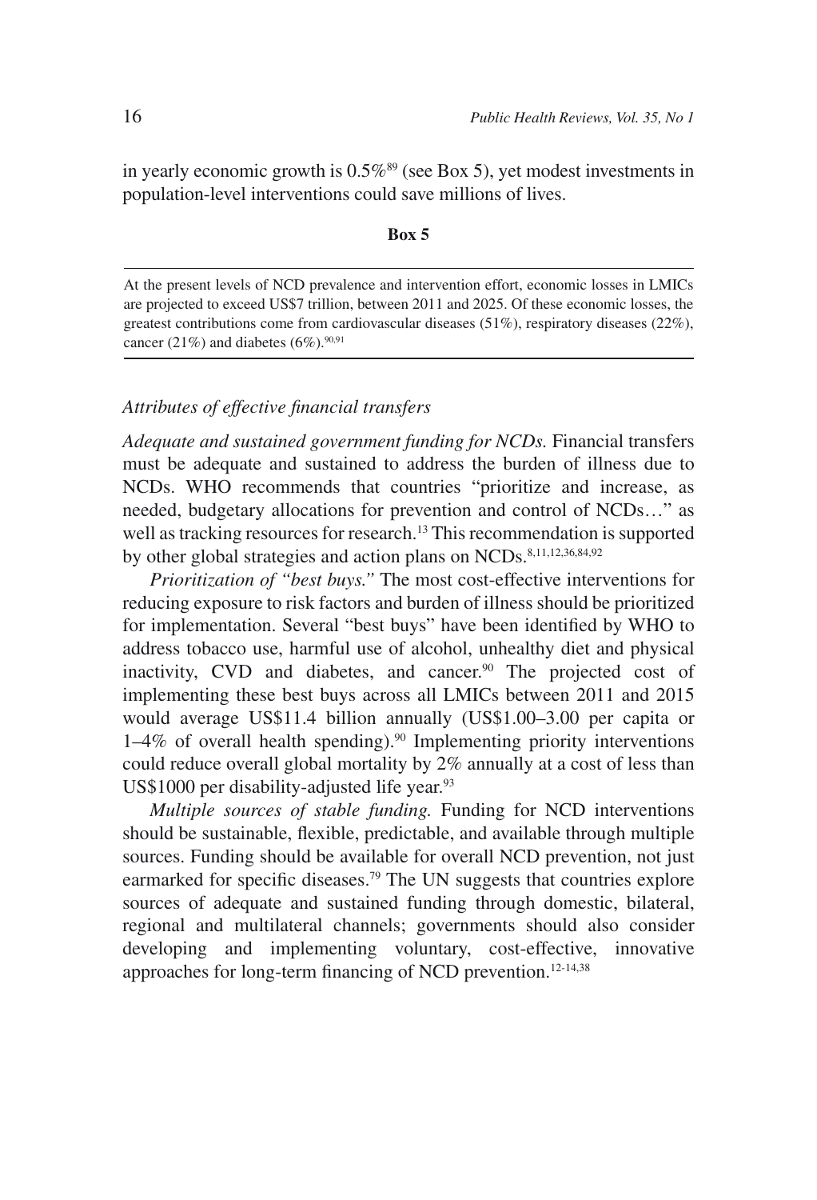in yearly economic growth is 0.5%[89] (see Box 5), yet modest investments in population-level interventions could save millions of lives.

**Box 5**

---

At the present levels of NCD prevalence and intervention effort, economic losses in LMICs are projected to exceed US$7 trillion, between 2011 and 2025. Of these economic losses, the greatest contributions come from cardiovascular diseases (51%), respiratory diseases (22%), cancer (21%) and diabetes (6%).[90,91]

---

*Attributes of effective financial transfers*

*Adequate and sustained government funding for NCDs.* Financial transfers must be adequate and sustained to address the burden of illness due to NCDs. WHO recommends that countries "prioritize and increase, as needed, budgetary allocations for prevention and control of NCDs…" as well as tracking resources for research.[13] This recommendation is supported by other global strategies and action plans on NCDs.[8,11,12,36,84,92]

*Prioritization of "best buys."* The most cost-effective interventions for reducing exposure to risk factors and burden of illness should be prioritized for implementation. Several "best buys" have been identified by WHO to address tobacco use, harmful use of alcohol, unhealthy diet and physical inactivity, CVD and diabetes, and cancer.[90] The projected cost of implementing these best buys across all LMICs between 2011 and 2015 would average US$11.4 billion annually (US$1.00–3.00 per capita or 1–4% of overall health spending).[90] Implementing priority interventions could reduce overall global mortality by 2% annually at a cost of less than US$1000 per disability-adjusted life year.[93]

*Multiple sources of stable funding.* Funding for NCD interventions should be sustainable, flexible, predictable, and available through multiple sources. Funding should be available for overall NCD prevention, not just earmarked for specific diseases.[79] The UN suggests that countries explore sources of adequate and sustained funding through domestic, bilateral, regional and multilateral channels; governments should also consider developing and implementing voluntary, cost-effective, innovative approaches for long-term financing of NCD prevention.[12-14,38]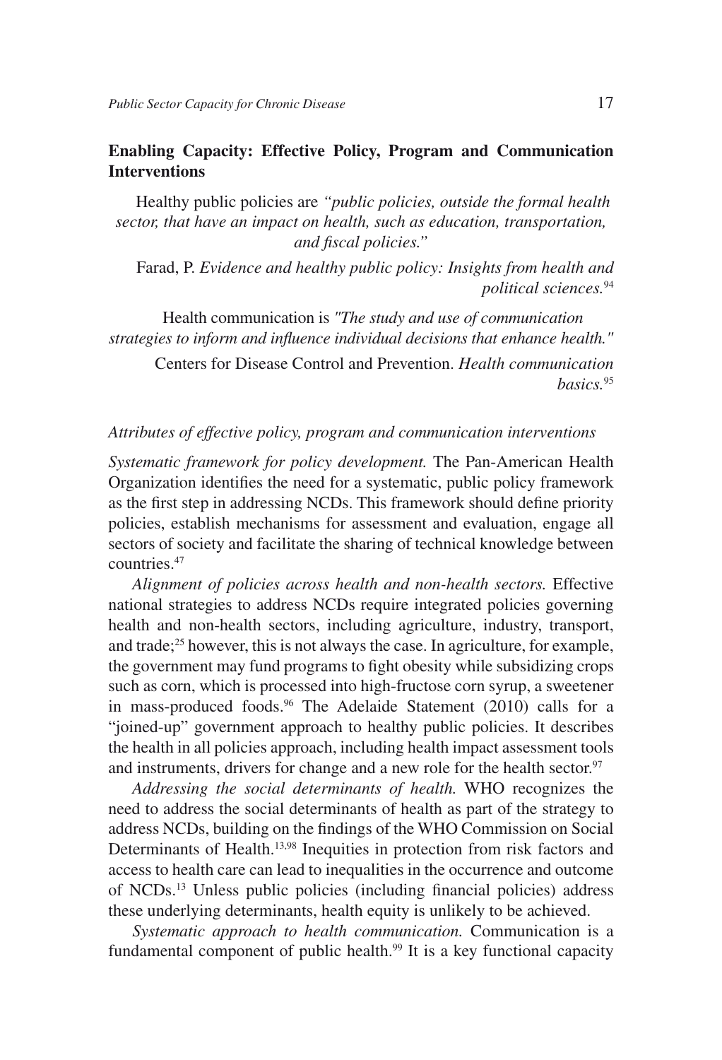## Enabling Capacity: Effective Policy, Program and Communication Interventions

Healthy public policies are *"public policies, outside the formal health sector, that have an impact on health, such as education, transportation, and fiscal policies."*

Farad, P. *Evidence and healthy public policy: Insights from health and political sciences.*[94]

Health communication is *"The study and use of communication strategies to inform and influence individual decisions that enhance health."*

Centers for Disease Control and Prevention. *Health communication basics.*[95]

*Attributes of effective policy, program and communication interventions*

*Systematic framework for policy development.* The Pan-American Health Organization identifies the need for a systematic, public policy framework as the first step in addressing NCDs. This framework should define priority policies, establish mechanisms for assessment and evaluation, engage all sectors of society and facilitate the sharing of technical knowledge between countries.[47]

*Alignment of policies across health and non-health sectors.* Effective national strategies to address NCDs require integrated policies governing health and non-health sectors, including agriculture, industry, transport, and trade;[25] however, this is not always the case. In agriculture, for example, the government may fund programs to fight obesity while subsidizing crops such as corn, which is processed into high-fructose corn syrup, a sweetener in mass-produced foods.[96] The Adelaide Statement (2010) calls for a "joined-up" government approach to healthy public policies. It describes the health in all policies approach, including health impact assessment tools and instruments, drivers for change and a new role for the health sector.[97]

*Addressing the social determinants of health.* WHO recognizes the need to address the social determinants of health as part of the strategy to address NCDs, building on the findings of the WHO Commission on Social Determinants of Health.[13,98] Inequities in protection from risk factors and access to health care can lead to inequalities in the occurrence and outcome of NCDs.[13] Unless public policies (including financial policies) address these underlying determinants, health equity is unlikely to be achieved.

*Systematic approach to health communication.* Communication is a fundamental component of public health.[99] It is a key functional capacity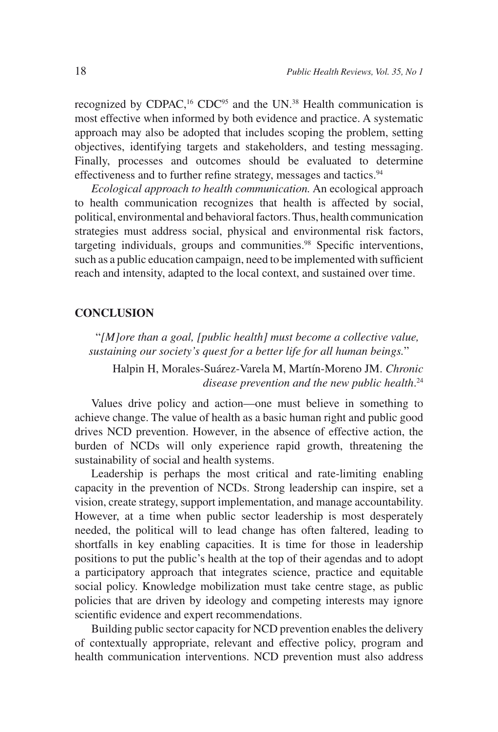recognized by CDPAC,[16] CDC[95] and the UN.[38] Health communication is most effective when informed by both evidence and practice. A systematic approach may also be adopted that includes scoping the problem, setting objectives, identifying targets and stakeholders, and testing messaging. Finally, processes and outcomes should be evaluated to determine effectiveness and to further refine strategy, messages and tactics.[94]

*Ecological approach to health communication.* An ecological approach to health communication recognizes that health is affected by social, political, environmental and behavioral factors. Thus, health communication strategies must address social, physical and environmental risk factors, targeting individuals, groups and communities.[98] Specific interventions, such as a public education campaign, need to be implemented with sufficient reach and intensity, adapted to the local context, and sustained over time.

## CONCLUSION

> "*[M]ore than a goal, [public health] must become a collective value, sustaining our society's quest for a better life for all human beings.*"
>
> Halpin H, Morales-Suárez-Varela M, Martín-Moreno JM. *Chronic disease prevention and the new public health*.[24]

Values drive policy and action—one must believe in something to achieve change. The value of health as a basic human right and public good drives NCD prevention. However, in the absence of effective action, the burden of NCDs will only experience rapid growth, threatening the sustainability of social and health systems.

Leadership is perhaps the most critical and rate-limiting enabling capacity in the prevention of NCDs. Strong leadership can inspire, set a vision, create strategy, support implementation, and manage accountability. However, at a time when public sector leadership is most desperately needed, the political will to lead change has often faltered, leading to shortfalls in key enabling capacities. It is time for those in leadership positions to put the public's health at the top of their agendas and to adopt a participatory approach that integrates science, practice and equitable social policy. Knowledge mobilization must take centre stage, as public policies that are driven by ideology and competing interests may ignore scientific evidence and expert recommendations.

Building public sector capacity for NCD prevention enables the delivery of contextually appropriate, relevant and effective policy, program and health communication interventions. NCD prevention must also address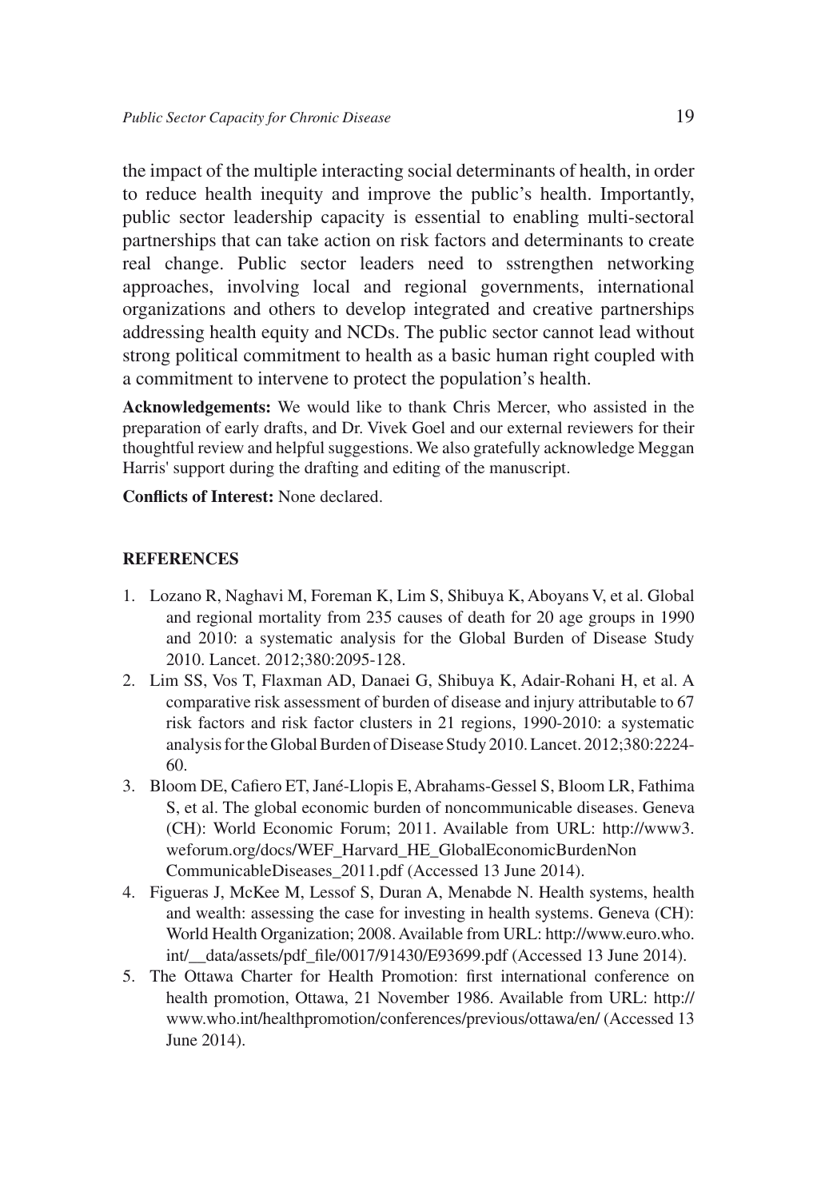the impact of the multiple interacting social determinants of health, in order to reduce health inequity and improve the public's health. Importantly, public sector leadership capacity is essential to enabling multi-sectoral partnerships that can take action on risk factors and determinants to create real change. Public sector leaders need to sstrengthen networking approaches, involving local and regional governments, international organizations and others to develop integrated and creative partnerships addressing health equity and NCDs. The public sector cannot lead without strong political commitment to health as a basic human right coupled with a commitment to intervene to protect the population's health.

**Acknowledgements:** We would like to thank Chris Mercer, who assisted in the preparation of early drafts, and Dr. Vivek Goel and our external reviewers for their thoughtful review and helpful suggestions. We also gratefully acknowledge Meggan Harris' support during the drafting and editing of the manuscript.

**Conflicts of Interest:** None declared.

## REFERENCES

1. Lozano R, Naghavi M, Foreman K, Lim S, Shibuya K, Aboyans V, et al. Global and regional mortality from 235 causes of death for 20 age groups in 1990 and 2010: a systematic analysis for the Global Burden of Disease Study 2010. Lancet. 2012;380:2095-128.
2. Lim SS, Vos T, Flaxman AD, Danaei G, Shibuya K, Adair-Rohani H, et al. A comparative risk assessment of burden of disease and injury attributable to 67 risk factors and risk factor clusters in 21 regions, 1990-2010: a systematic analysis for the Global Burden of Disease Study 2010. Lancet. 2012;380:2224-60.
3. Bloom DE, Cafiero ET, Jané-Llopis E, Abrahams-Gessel S, Bloom LR, Fathima S, et al. The global economic burden of noncommunicable diseases. Geneva (CH): World Economic Forum; 2011. Available from URL: http://www3.weforum.org/docs/WEF_Harvard_HE_GlobalEconomicBurdenNonCommunicableDiseases_2011.pdf (Accessed 13 June 2014).
4. Figueras J, McKee M, Lessof S, Duran A, Menabde N. Health systems, health and wealth: assessing the case for investing in health systems. Geneva (CH): World Health Organization; 2008. Available from URL: http://www.euro.who.int/__data/assets/pdf_file/0017/91430/E93699.pdf (Accessed 13 June 2014).
5. The Ottawa Charter for Health Promotion: first international conference on health promotion, Ottawa, 21 November 1986. Available from URL: http://www.who.int/healthpromotion/conferences/previous/ottawa/en/ (Accessed 13 June 2014).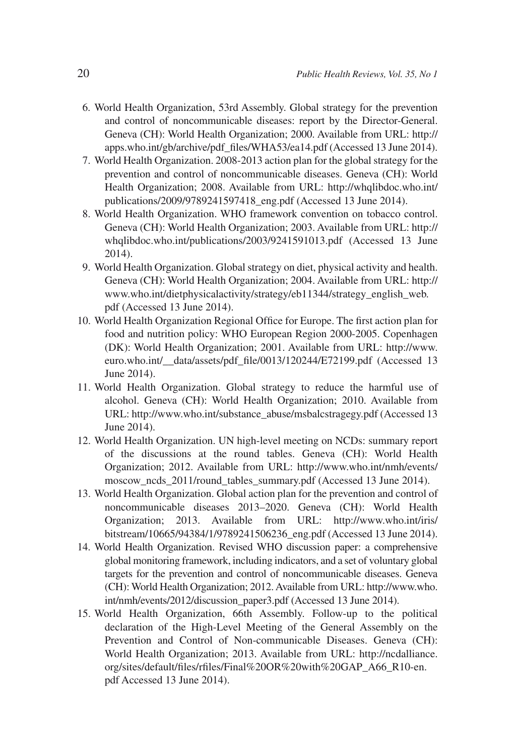6. World Health Organization, 53rd Assembly. Global strategy for the prevention and control of noncommunicable diseases: report by the Director-General. Geneva (CH): World Health Organization; 2000. Available from URL: http://apps.who.int/gb/archive/pdf_files/WHA53/ea14.pdf (Accessed 13 June 2014).
7. World Health Organization. 2008-2013 action plan for the global strategy for the prevention and control of noncommunicable diseases. Geneva (CH): World Health Organization; 2008. Available from URL: http://whqlibdoc.who.int/publications/2009/9789241597418_eng.pdf (Accessed 13 June 2014).
8. World Health Organization. WHO framework convention on tobacco control. Geneva (CH): World Health Organization; 2003. Available from URL: http://whqlibdoc.who.int/publications/2003/9241591013.pdf (Accessed 13 June 2014).
9. World Health Organization. Global strategy on diet, physical activity and health. Geneva (CH): World Health Organization; 2004. Available from URL: http://www.who.int/dietphysicalactivity/strategy/eb11344/strategy_english_web.pdf (Accessed 13 June 2014).
10. World Health Organization Regional Office for Europe. The first action plan for food and nutrition policy: WHO European Region 2000-2005. Copenhagen (DK): World Health Organization; 2001. Available from URL: http://www.euro.who.int/__data/assets/pdf_file/0013/120244/E72199.pdf (Accessed 13 June 2014).
11. World Health Organization. Global strategy to reduce the harmful use of alcohol. Geneva (CH): World Health Organization; 2010. Available from URL: http://www.who.int/substance_abuse/msbalcstragegy.pdf (Accessed 13 June 2014).
12. World Health Organization. UN high-level meeting on NCDs: summary report of the discussions at the round tables. Geneva (CH): World Health Organization; 2012. Available from URL: http://www.who.int/nmh/events/moscow_ncds_2011/round_tables_summary.pdf (Accessed 13 June 2014).
13. World Health Organization. Global action plan for the prevention and control of noncommunicable diseases 2013–2020. Geneva (CH): World Health Organization; 2013. Available from URL: http://www.who.int/iris/bitstream/10665/94384/1/9789241506236_eng.pdf (Accessed 13 June 2014).
14. World Health Organization. Revised WHO discussion paper: a comprehensive global monitoring framework, including indicators, and a set of voluntary global targets for the prevention and control of noncommunicable diseases. Geneva (CH): World Health Organization; 2012. Available from URL: http://www.who.int/nmh/events/2012/discussion_paper3.pdf (Accessed 13 June 2014).
15. World Health Organization, 66th Assembly. Follow-up to the political declaration of the High-Level Meeting of the General Assembly on the Prevention and Control of Non-communicable Diseases. Geneva (CH): World Health Organization; 2013. Available from URL: http://ncdalliance.org/sites/default/files/rfiles/Final%20OR%20with%20GAP_A66_R10-en.pdf Accessed 13 June 2014).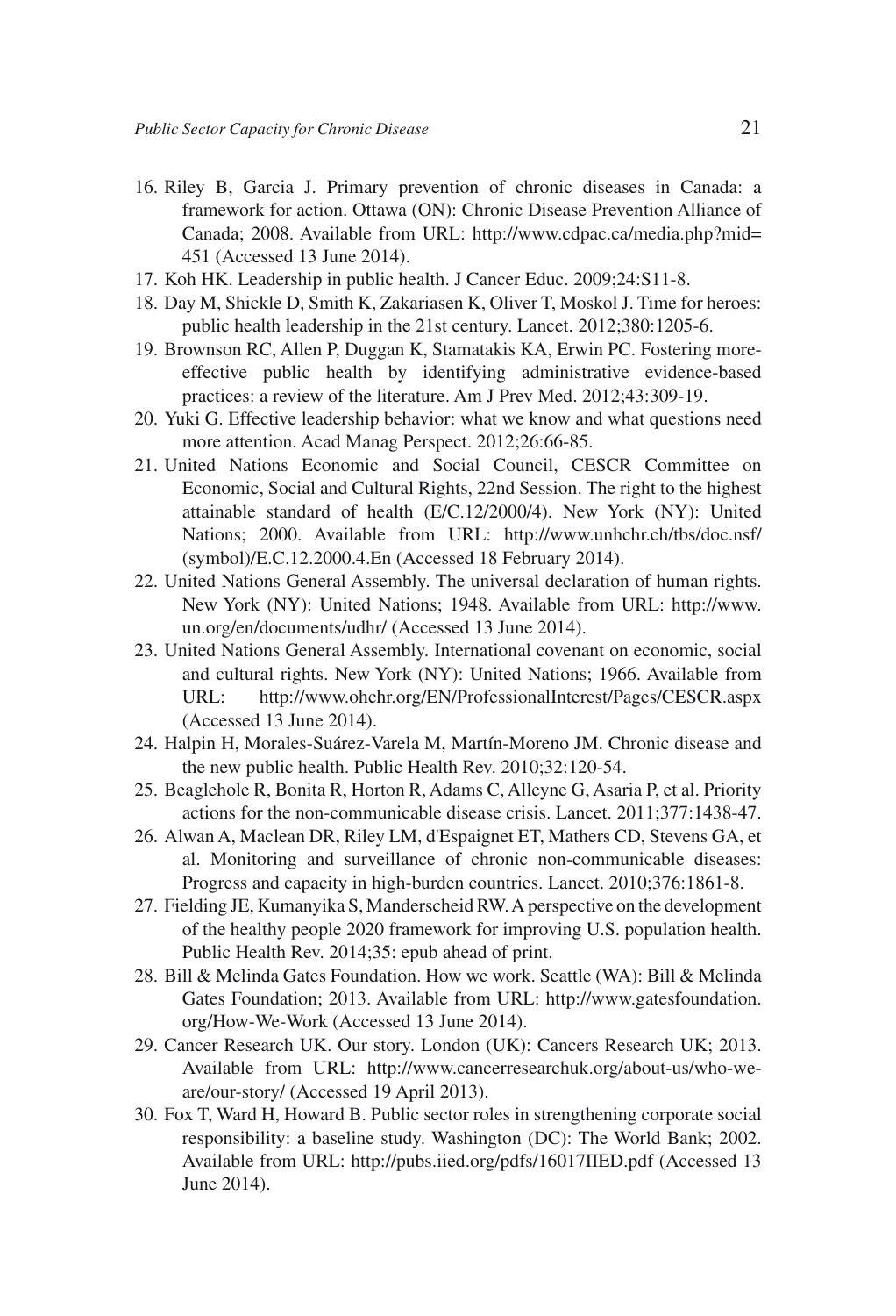16. Riley B, Garcia J. Primary prevention of chronic diseases in Canada: a framework for action. Ottawa (ON): Chronic Disease Prevention Alliance of Canada; 2008. Available from URL: http://www.cdpac.ca/media.php?mid=451 (Accessed 13 June 2014).
17. Koh HK. Leadership in public health. J Cancer Educ. 2009;24:S11-8.
18. Day M, Shickle D, Smith K, Zakariasen K, Oliver T, Moskol J. Time for heroes: public health leadership in the 21st century. Lancet. 2012;380:1205-6.
19. Brownson RC, Allen P, Duggan K, Stamatakis KA, Erwin PC. Fostering more-effective public health by identifying administrative evidence-based practices: a review of the literature. Am J Prev Med. 2012;43:309-19.
20. Yuki G. Effective leadership behavior: what we know and what questions need more attention. Acad Manag Perspect. 2012;26:66-85.
21. United Nations Economic and Social Council, CESCR Committee on Economic, Social and Cultural Rights, 22nd Session. The right to the highest attainable standard of health (E/C.12/2000/4). New York (NY): United Nations; 2000. Available from URL: http://www.unhchr.ch/tbs/doc.nsf/(symbol)/E.C.12.2000.4.En (Accessed 18 February 2014).
22. United Nations General Assembly. The universal declaration of human rights. New York (NY): United Nations; 1948. Available from URL: http://www.un.org/en/documents/udhr/ (Accessed 13 June 2014).
23. United Nations General Assembly. International covenant on economic, social and cultural rights. New York (NY): United Nations; 1966. Available from URL: http://www.ohchr.org/EN/ProfessionalInterest/Pages/CESCR.aspx (Accessed 13 June 2014).
24. Halpin H, Morales-Suárez-Varela M, Martín-Moreno JM. Chronic disease and the new public health. Public Health Rev. 2010;32:120-54.
25. Beaglehole R, Bonita R, Horton R, Adams C, Alleyne G, Asaria P, et al. Priority actions for the non-communicable disease crisis. Lancet. 2011;377:1438-47.
26. Alwan A, Maclean DR, Riley LM, d'Espaignet ET, Mathers CD, Stevens GA, et al. Monitoring and surveillance of chronic non-communicable diseases: Progress and capacity in high-burden countries. Lancet. 2010;376:1861-8.
27. Fielding JE, Kumanyika S, Manderscheid RW. A perspective on the development of the healthy people 2020 framework for improving U.S. population health. Public Health Rev. 2014;35: epub ahead of print.
28. Bill & Melinda Gates Foundation. How we work. Seattle (WA): Bill & Melinda Gates Foundation; 2013. Available from URL: http://www.gatesfoundation.org/How-We-Work (Accessed 13 June 2014).
29. Cancer Research UK. Our story. London (UK): Cancers Research UK; 2013. Available from URL: http://www.cancerresearchuk.org/about-us/who-we-are/our-story/ (Accessed 19 April 2013).
30. Fox T, Ward H, Howard B. Public sector roles in strengthening corporate social responsibility: a baseline study. Washington (DC): The World Bank; 2002. Available from URL: http://pubs.iied.org/pdfs/16017IIED.pdf (Accessed 13 June 2014).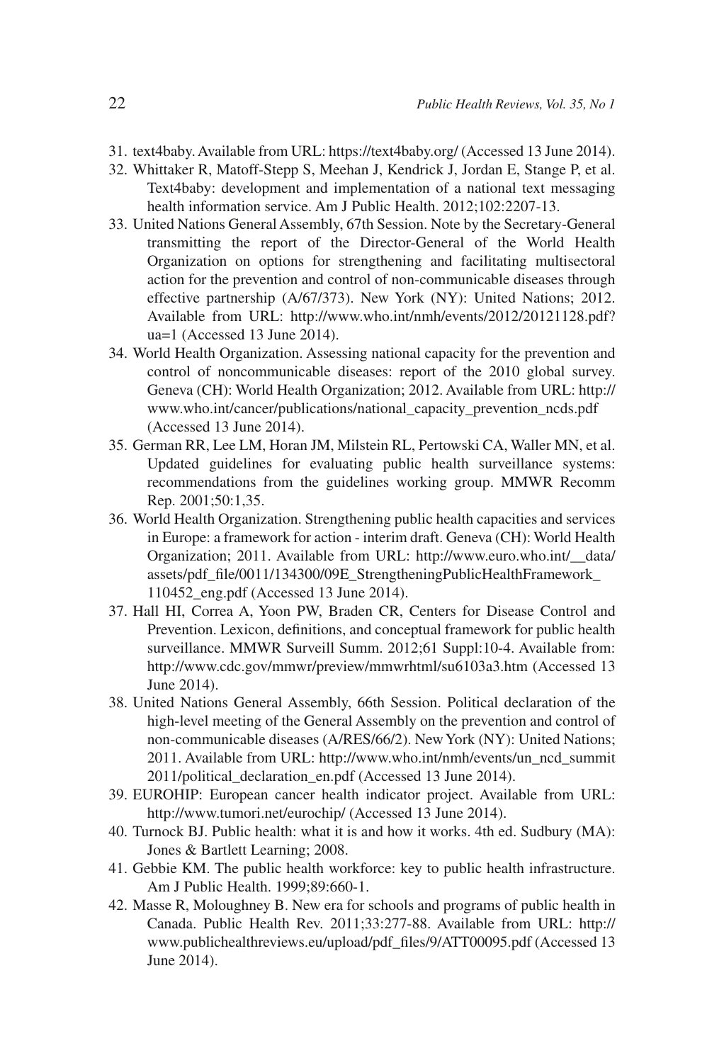31. text4baby. Available from URL: https://text4baby.org/ (Accessed 13 June 2014).
32. Whittaker R, Matoff-Stepp S, Meehan J, Kendrick J, Jordan E, Stange P, et al. Text4baby: development and implementation of a national text messaging health information service. Am J Public Health. 2012;102:2207-13.
33. United Nations General Assembly, 67th Session. Note by the Secretary-General transmitting the report of the Director-General of the World Health Organization on options for strengthening and facilitating multisectoral action for the prevention and control of non-communicable diseases through effective partnership (A/67/373). New York (NY): United Nations; 2012. Available from URL: http://www.who.int/nmh/events/2012/20121128.pdf?ua=1 (Accessed 13 June 2014).
34. World Health Organization. Assessing national capacity for the prevention and control of noncommunicable diseases: report of the 2010 global survey. Geneva (CH): World Health Organization; 2012. Available from URL: http://www.who.int/cancer/publications/national_capacity_prevention_ncds.pdf (Accessed 13 June 2014).
35. German RR, Lee LM, Horan JM, Milstein RL, Pertowski CA, Waller MN, et al. Updated guidelines for evaluating public health surveillance systems: recommendations from the guidelines working group. MMWR Recomm Rep. 2001;50:1,35.
36. World Health Organization. Strengthening public health capacities and services in Europe: a framework for action - interim draft. Geneva (CH): World Health Organization; 2011. Available from URL: http://www.euro.who.int/__data/assets/pdf_file/0011/134300/09E_StrengtheningPublicHealthFramework_110452_eng.pdf (Accessed 13 June 2014).
37. Hall HI, Correa A, Yoon PW, Braden CR, Centers for Disease Control and Prevention. Lexicon, definitions, and conceptual framework for public health surveillance. MMWR Surveill Summ. 2012;61 Suppl:10-4. Available from: http://www.cdc.gov/mmwr/preview/mmwrhtml/su6103a3.htm (Accessed 13 June 2014).
38. United Nations General Assembly, 66th Session. Political declaration of the high-level meeting of the General Assembly on the prevention and control of non-communicable diseases (A/RES/66/2). New York (NY): United Nations; 2011. Available from URL: http://www.who.int/nmh/events/un_ncd_summit2011/political_declaration_en.pdf (Accessed 13 June 2014).
39. EUROHIP: European cancer health indicator project. Available from URL: http://www.tumori.net/eurochip/ (Accessed 13 June 2014).
40. Turnock BJ. Public health: what it is and how it works. 4th ed. Sudbury (MA): Jones & Bartlett Learning; 2008.
41. Gebbie KM. The public health workforce: key to public health infrastructure. Am J Public Health. 1999;89:660-1.
42. Masse R, Moloughney B. New era for schools and programs of public health in Canada. Public Health Rev. 2011;33:277-88. Available from URL: http://www.publichealthreviews.eu/upload/pdf_files/9/ATT00095.pdf (Accessed 13 June 2014).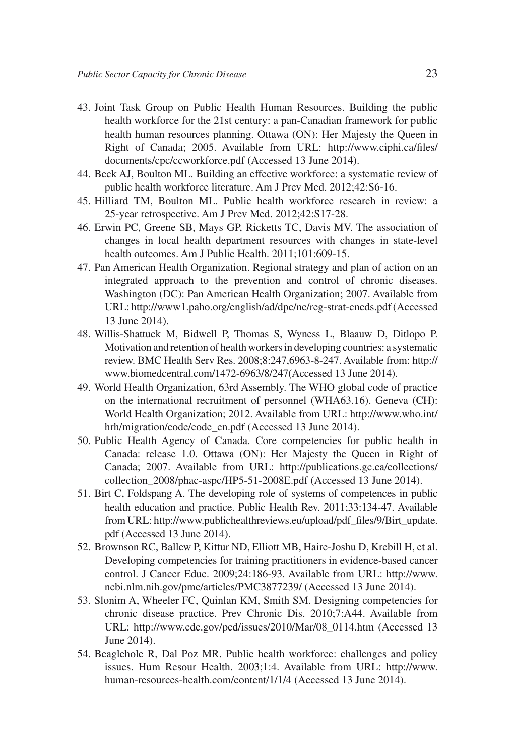43. Joint Task Group on Public Health Human Resources. Building the public health workforce for the 21st century: a pan-Canadian framework for public health human resources planning. Ottawa (ON): Her Majesty the Queen in Right of Canada; 2005. Available from URL: http://www.ciphi.ca/files/documents/cpc/ccworkforce.pdf (Accessed 13 June 2014).
44. Beck AJ, Boulton ML. Building an effective workforce: a systematic review of public health workforce literature. Am J Prev Med. 2012;42:S6-16.
45. Hilliard TM, Boulton ML. Public health workforce research in review: a 25-year retrospective. Am J Prev Med. 2012;42:S17-28.
46. Erwin PC, Greene SB, Mays GP, Ricketts TC, Davis MV. The association of changes in local health department resources with changes in state-level health outcomes. Am J Public Health. 2011;101:609-15.
47. Pan American Health Organization. Regional strategy and plan of action on an integrated approach to the prevention and control of chronic diseases. Washington (DC): Pan American Health Organization; 2007. Available from URL: http://www1.paho.org/english/ad/dpc/nc/reg-strat-cncds.pdf (Accessed 13 June 2014).
48. Willis-Shattuck M, Bidwell P, Thomas S, Wyness L, Blaauw D, Ditlopo P. Motivation and retention of health workers in developing countries: a systematic review. BMC Health Serv Res. 2008;8:247,6963-8-247. Available from: http://www.biomedcentral.com/1472-6963/8/247(Accessed 13 June 2014).
49. World Health Organization, 63rd Assembly. The WHO global code of practice on the international recruitment of personnel (WHA63.16). Geneva (CH): World Health Organization; 2012. Available from URL: http://www.who.int/hrh/migration/code/code_en.pdf (Accessed 13 June 2014).
50. Public Health Agency of Canada. Core competencies for public health in Canada: release 1.0. Ottawa (ON): Her Majesty the Queen in Right of Canada; 2007. Available from URL: http://publications.gc.ca/collections/collection_2008/phac-aspc/HP5-51-2008E.pdf (Accessed 13 June 2014).
51. Birt C, Foldspang A. The developing role of systems of competences in public health education and practice. Public Health Rev. 2011;33:134-47. Available from URL: http://www.publichealthreviews.eu/upload/pdf_files/9/Birt_update.pdf (Accessed 13 June 2014).
52. Brownson RC, Ballew P, Kittur ND, Elliott MB, Haire-Joshu D, Krebill H, et al. Developing competencies for training practitioners in evidence-based cancer control. J Cancer Educ. 2009;24:186-93. Available from URL: http://www.ncbi.nlm.nih.gov/pmc/articles/PMC3877239/ (Accessed 13 June 2014).
53. Slonim A, Wheeler FC, Quinlan KM, Smith SM. Designing competencies for chronic disease practice. Prev Chronic Dis. 2010;7:A44. Available from URL: http://www.cdc.gov/pcd/issues/2010/Mar/08_0114.htm (Accessed 13 June 2014).
54. Beaglehole R, Dal Poz MR. Public health workforce: challenges and policy issues. Hum Resour Health. 2003;1:4. Available from URL: http://www.human-resources-health.com/content/1/1/4 (Accessed 13 June 2014).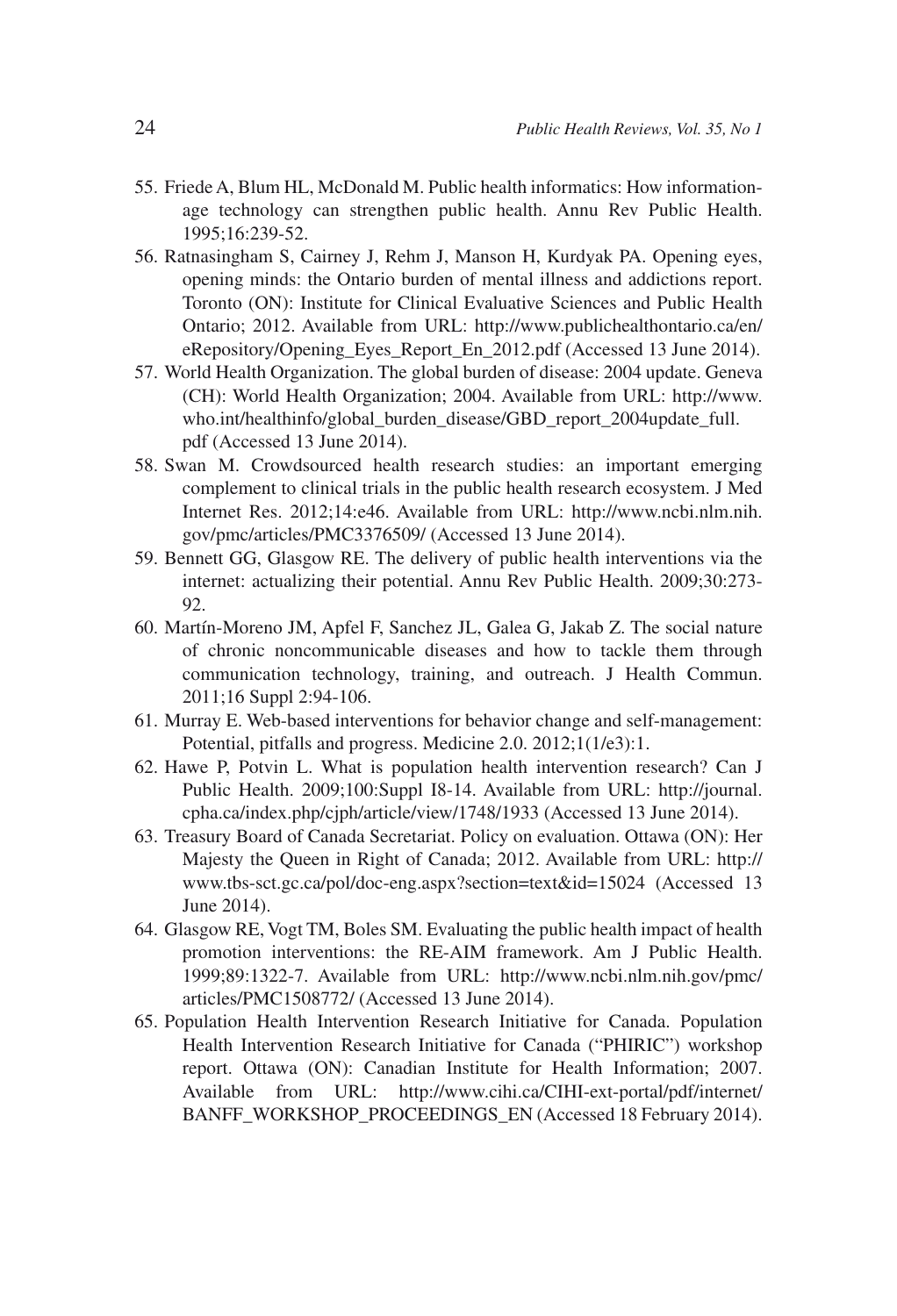55. Friede A, Blum HL, McDonald M. Public health informatics: How information-age technology can strengthen public health. Annu Rev Public Health. 1995;16:239-52.
56. Ratnasingham S, Cairney J, Rehm J, Manson H, Kurdyak PA. Opening eyes, opening minds: the Ontario burden of mental illness and addictions report. Toronto (ON): Institute for Clinical Evaluative Sciences and Public Health Ontario; 2012. Available from URL: http://www.publichealthontario.ca/en/eRepository/Opening_Eyes_Report_En_2012.pdf (Accessed 13 June 2014).
57. World Health Organization. The global burden of disease: 2004 update. Geneva (CH): World Health Organization; 2004. Available from URL: http://www.who.int/healthinfo/global_burden_disease/GBD_report_2004update_full.pdf (Accessed 13 June 2014).
58. Swan M. Crowdsourced health research studies: an important emerging complement to clinical trials in the public health research ecosystem. J Med Internet Res. 2012;14:e46. Available from URL: http://www.ncbi.nlm.nih.gov/pmc/articles/PMC3376509/ (Accessed 13 June 2014).
59. Bennett GG, Glasgow RE. The delivery of public health interventions via the internet: actualizing their potential. Annu Rev Public Health. 2009;30:273-92.
60. Martín-Moreno JM, Apfel F, Sanchez JL, Galea G, Jakab Z. The social nature of chronic noncommunicable diseases and how to tackle them through communication technology, training, and outreach. J Health Commun. 2011;16 Suppl 2:94-106.
61. Murray E. Web-based interventions for behavior change and self-management: Potential, pitfalls and progress. Medicine 2.0. 2012;1(1/e3):1.
62. Hawe P, Potvin L. What is population health intervention research? Can J Public Health. 2009;100:Suppl I8-14. Available from URL: http://journal.cpha.ca/index.php/cjph/article/view/1748/1933 (Accessed 13 June 2014).
63. Treasury Board of Canada Secretariat. Policy on evaluation. Ottawa (ON): Her Majesty the Queen in Right of Canada; 2012. Available from URL: http://www.tbs-sct.gc.ca/pol/doc-eng.aspx?section=text&id=15024 (Accessed 13 June 2014).
64. Glasgow RE, Vogt TM, Boles SM. Evaluating the public health impact of health promotion interventions: the RE-AIM framework. Am J Public Health. 1999;89:1322-7. Available from URL: http://www.ncbi.nlm.nih.gov/pmc/articles/PMC1508772/ (Accessed 13 June 2014).
65. Population Health Intervention Research Initiative for Canada. Population Health Intervention Research Initiative for Canada ("PHIRIC") workshop report. Ottawa (ON): Canadian Institute for Health Information; 2007. Available from URL: http://www.cihi.ca/CIHI-ext-portal/pdf/internet/BANFF_WORKSHOP_PROCEEDINGS_EN (Accessed 18 February 2014).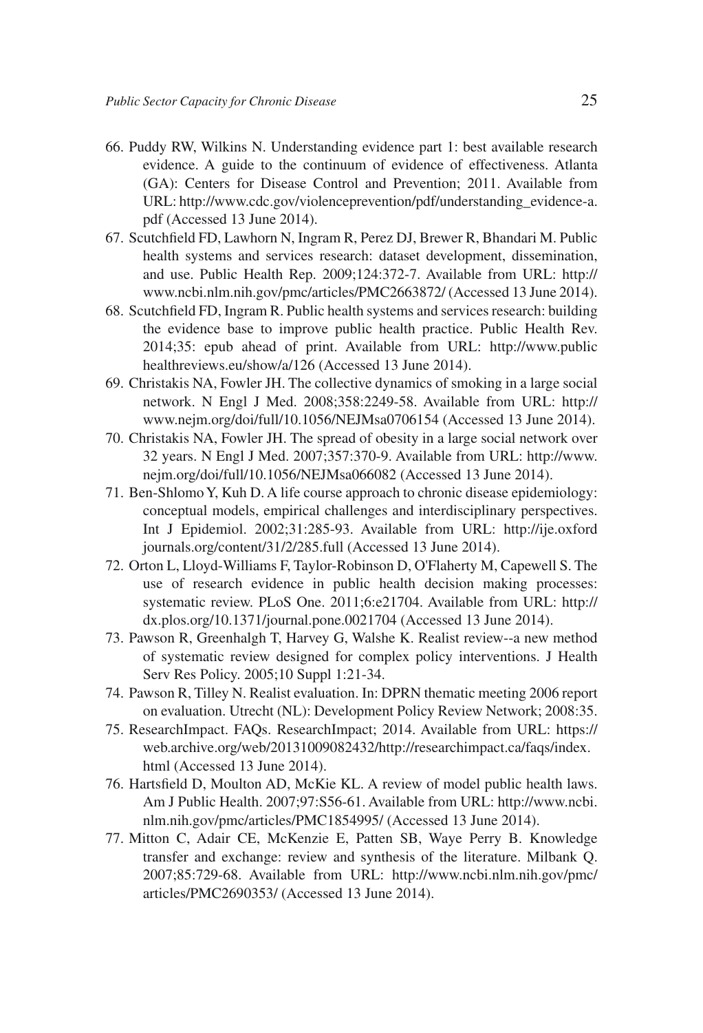66. Puddy RW, Wilkins N. Understanding evidence part 1: best available research evidence. A guide to the continuum of evidence of effectiveness. Atlanta (GA): Centers for Disease Control and Prevention; 2011. Available from URL: http://www.cdc.gov/violenceprevention/pdf/understanding_evidence-a.pdf (Accessed 13 June 2014).
67. Scutchfield FD, Lawhorn N, Ingram R, Perez DJ, Brewer R, Bhandari M. Public health systems and services research: dataset development, dissemination, and use. Public Health Rep. 2009;124:372-7. Available from URL: http://www.ncbi.nlm.nih.gov/pmc/articles/PMC2663872/ (Accessed 13 June 2014).
68. Scutchfield FD, Ingram R. Public health systems and services research: building the evidence base to improve public health practice. Public Health Rev. 2014;35: epub ahead of print. Available from URL: http://www.publichealthreviews.eu/show/a/126 (Accessed 13 June 2014).
69. Christakis NA, Fowler JH. The collective dynamics of smoking in a large social network. N Engl J Med. 2008;358:2249-58. Available from URL: http://www.nejm.org/doi/full/10.1056/NEJMsa0706154 (Accessed 13 June 2014).
70. Christakis NA, Fowler JH. The spread of obesity in a large social network over 32 years. N Engl J Med. 2007;357:370-9. Available from URL: http://www.nejm.org/doi/full/10.1056/NEJMsa066082 (Accessed 13 June 2014).
71. Ben-Shlomo Y, Kuh D. A life course approach to chronic disease epidemiology: conceptual models, empirical challenges and interdisciplinary perspectives. Int J Epidemiol. 2002;31:285-93. Available from URL: http://ije.oxfordjournals.org/content/31/2/285.full (Accessed 13 June 2014).
72. Orton L, Lloyd-Williams F, Taylor-Robinson D, O'Flaherty M, Capewell S. The use of research evidence in public health decision making processes: systematic review. PLoS One. 2011;6:e21704. Available from URL: http://dx.plos.org/10.1371/journal.pone.0021704 (Accessed 13 June 2014).
73. Pawson R, Greenhalgh T, Harvey G, Walshe K. Realist review--a new method of systematic review designed for complex policy interventions. J Health Serv Res Policy. 2005;10 Suppl 1:21-34.
74. Pawson R, Tilley N. Realist evaluation. In: DPRN thematic meeting 2006 report on evaluation. Utrecht (NL): Development Policy Review Network; 2008:35.
75. ResearchImpact. FAQs. ResearchImpact; 2014. Available from URL: https://web.archive.org/web/20131009082432/http://researchimpact.ca/faqs/index.html (Accessed 13 June 2014).
76. Hartsfield D, Moulton AD, McKie KL. A review of model public health laws. Am J Public Health. 2007;97:S56-61. Available from URL: http://www.ncbi.nlm.nih.gov/pmc/articles/PMC1854995/ (Accessed 13 June 2014).
77. Mitton C, Adair CE, McKenzie E, Patten SB, Waye Perry B. Knowledge transfer and exchange: review and synthesis of the literature. Milbank Q. 2007;85:729-68. Available from URL: http://www.ncbi.nlm.nih.gov/pmc/articles/PMC2690353/ (Accessed 13 June 2014).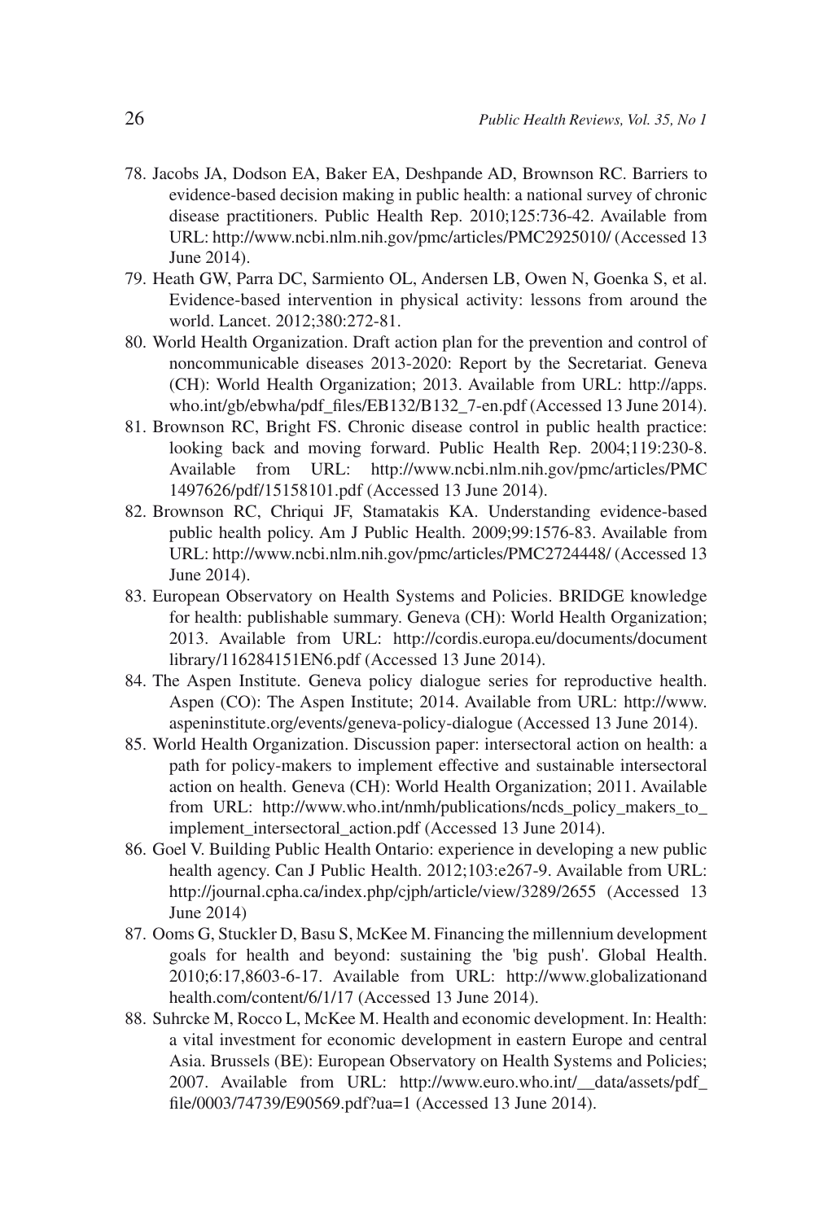78. Jacobs JA, Dodson EA, Baker EA, Deshpande AD, Brownson RC. Barriers to evidence-based decision making in public health: a national survey of chronic disease practitioners. Public Health Rep. 2010;125:736-42. Available from URL: http://www.ncbi.nlm.nih.gov/pmc/articles/PMC2925010/ (Accessed 13 June 2014).
79. Heath GW, Parra DC, Sarmiento OL, Andersen LB, Owen N, Goenka S, et al. Evidence-based intervention in physical activity: lessons from around the world. Lancet. 2012;380:272-81.
80. World Health Organization. Draft action plan for the prevention and control of noncommunicable diseases 2013-2020: Report by the Secretariat. Geneva (CH): World Health Organization; 2013. Available from URL: http://apps.who.int/gb/ebwha/pdf_files/EB132/B132_7-en.pdf (Accessed 13 June 2014).
81. Brownson RC, Bright FS. Chronic disease control in public health practice: looking back and moving forward. Public Health Rep. 2004;119:230-8. Available from URL: http://www.ncbi.nlm.nih.gov/pmc/articles/PMC1497626/pdf/15158101.pdf (Accessed 13 June 2014).
82. Brownson RC, Chriqui JF, Stamatakis KA. Understanding evidence-based public health policy. Am J Public Health. 2009;99:1576-83. Available from URL: http://www.ncbi.nlm.nih.gov/pmc/articles/PMC2724448/ (Accessed 13 June 2014).
83. European Observatory on Health Systems and Policies. BRIDGE knowledge for health: publishable summary. Geneva (CH): World Health Organization; 2013. Available from URL: http://cordis.europa.eu/documents/documentlibrary/116284151EN6.pdf (Accessed 13 June 2014).
84. The Aspen Institute. Geneva policy dialogue series for reproductive health. Aspen (CO): The Aspen Institute; 2014. Available from URL: http://www.aspeninstitute.org/events/geneva-policy-dialogue (Accessed 13 June 2014).
85. World Health Organization. Discussion paper: intersectoral action on health: a path for policy-makers to implement effective and sustainable intersectoral action on health. Geneva (CH): World Health Organization; 2011. Available from URL: http://www.who.int/nmh/publications/ncds_policy_makers_to_implement_intersectoral_action.pdf (Accessed 13 June 2014).
86. Goel V. Building Public Health Ontario: experience in developing a new public health agency. Can J Public Health. 2012;103:e267-9. Available from URL: http://journal.cpha.ca/index.php/cjph/article/view/3289/2655 (Accessed 13 June 2014)
87. Ooms G, Stuckler D, Basu S, McKee M. Financing the millennium development goals for health and beyond: sustaining the 'big push'. Global Health. 2010;6:17,8603-6-17. Available from URL: http://www.globalizationandhealth.com/content/6/1/17 (Accessed 13 June 2014).
88. Suhrcke M, Rocco L, McKee M. Health and economic development. In: Health: a vital investment for economic development in eastern Europe and central Asia. Brussels (BE): European Observatory on Health Systems and Policies; 2007. Available from URL: http://www.euro.who.int/__data/assets/pdf_file/0003/74739/E90569.pdf?ua=1 (Accessed 13 June 2014).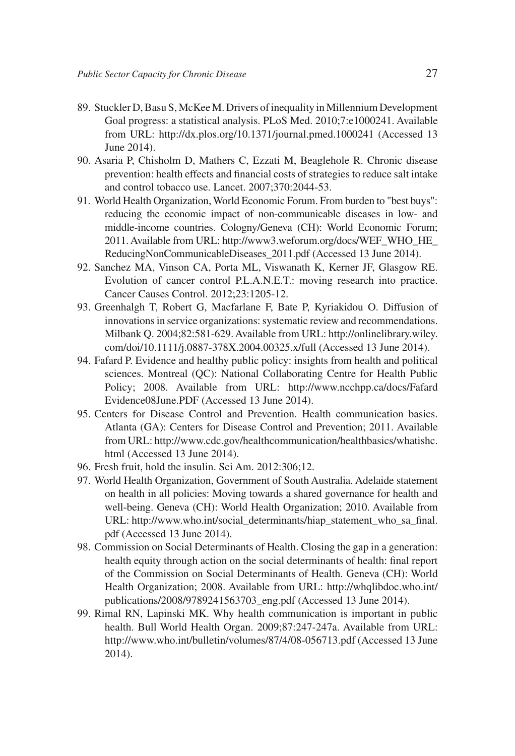89. Stuckler D, Basu S, McKee M. Drivers of inequality in Millennium Development Goal progress: a statistical analysis. PLoS Med. 2010;7:e1000241. Available from URL: http://dx.plos.org/10.1371/journal.pmed.1000241 (Accessed 13 June 2014).
90. Asaria P, Chisholm D, Mathers C, Ezzati M, Beaglehole R. Chronic disease prevention: health effects and financial costs of strategies to reduce salt intake and control tobacco use. Lancet. 2007;370:2044-53.
91. World Health Organization, World Economic Forum. From burden to "best buys": reducing the economic impact of non-communicable diseases in low- and middle-income countries. Cologny/Geneva (CH): World Economic Forum; 2011. Available from URL: http://www3.weforum.org/docs/WEF_WHO_HE_ReducingNonCommunicableDiseases_2011.pdf (Accessed 13 June 2014).
92. Sanchez MA, Vinson CA, Porta ML, Viswanath K, Kerner JF, Glasgow RE. Evolution of cancer control P.L.A.N.E.T.: moving research into practice. Cancer Causes Control. 2012;23:1205-12.
93. Greenhalgh T, Robert G, Macfarlane F, Bate P, Kyriakidou O. Diffusion of innovations in service organizations: systematic review and recommendations. Milbank Q. 2004;82:581-629. Available from URL: http://onlinelibrary.wiley.com/doi/10.1111/j.0887-378X.2004.00325.x/full (Accessed 13 June 2014).
94. Fafard P. Evidence and healthy public policy: insights from health and political sciences. Montreal (QC): National Collaborating Centre for Health Public Policy; 2008. Available from URL: http://www.ncchpp.ca/docs/Fafard Evidence08June.PDF (Accessed 13 June 2014).
95. Centers for Disease Control and Prevention. Health communication basics. Atlanta (GA): Centers for Disease Control and Prevention; 2011. Available from URL: http://www.cdc.gov/healthcommunication/healthbasics/whatishc.html (Accessed 13 June 2014).
96. Fresh fruit, hold the insulin. Sci Am. 2012:306;12.
97. World Health Organization, Government of South Australia. Adelaide statement on health in all policies: Moving towards a shared governance for health and well-being. Geneva (CH): World Health Organization; 2010. Available from URL: http://www.who.int/social_determinants/hiap_statement_who_sa_final.pdf (Accessed 13 June 2014).
98. Commission on Social Determinants of Health. Closing the gap in a generation: health equity through action on the social determinants of health: final report of the Commission on Social Determinants of Health. Geneva (CH): World Health Organization; 2008. Available from URL: http://whqlibdoc.who.int/publications/2008/9789241563703_eng.pdf (Accessed 13 June 2014).
99. Rimal RN, Lapinski MK. Why health communication is important in public health. Bull World Health Organ. 2009;87:247-247a. Available from URL: http://www.who.int/bulletin/volumes/87/4/08-056713.pdf (Accessed 13 June 2014).